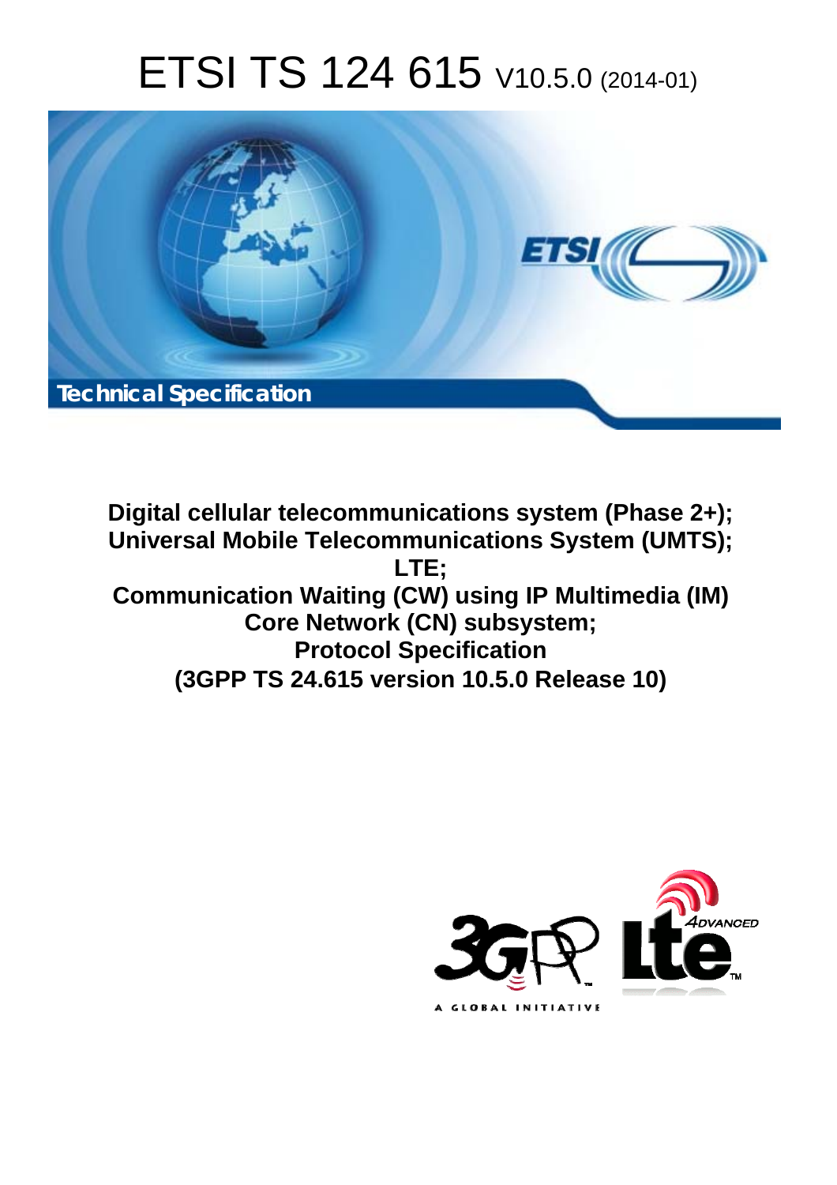# ETSI TS 124 615 V10.5.0 (2014-01)

Technical Specification

**Digital cellular telecommunications system (Phase 2+);
Universal Mobile Telecommunications System (UMTS);
LTE;
Communication Waiting (CW) using IP Multimedia (IM)
Core Network (CN) subsystem;
Protocol Specification
(3GPP TS 24.615 version 10.5.0 Release 10)**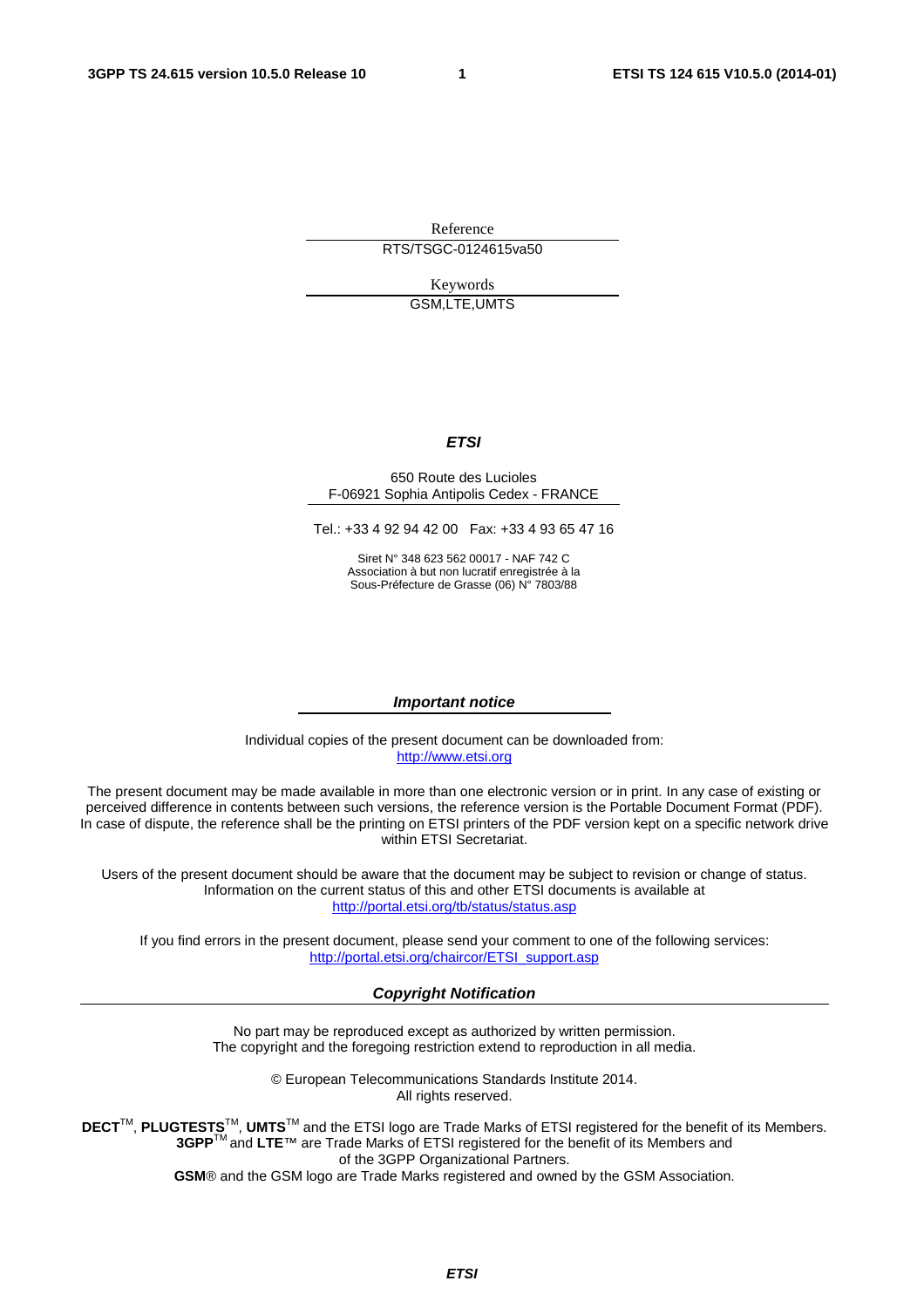Reference

RTS/TSGC-0124615va50

Keywords

GSM,LTE,UMTS

***ETSI***

650 Route des Lucioles
F-06921 Sophia Antipolis Cedex - FRANCE

Tel.: +33 4 92 94 42 00 Fax: +33 4 93 65 47 16

Siret N° 348 623 562 00017 - NAF 742 C
Association à but non lucratif enregistrée à la
Sous-Préfecture de Grasse (06) N° 7803/88

***Important notice***

Individual copies of the present document can be downloaded from:
http://www.etsi.org

The present document may be made available in more than one electronic version or in print. In any case of existing or perceived difference in contents between such versions, the reference version is the Portable Document Format (PDF). In case of dispute, the reference shall be the printing on ETSI printers of the PDF version kept on a specific network drive within ETSI Secretariat.

Users of the present document should be aware that the document may be subject to revision or change of status. Information on the current status of this and other ETSI documents is available at
http://portal.etsi.org/tb/status/status.asp

If you find errors in the present document, please send your comment to one of the following services:
http://portal.etsi.org/chaircor/ETSI_support.asp

***Copyright Notification***

No part may be reproduced except as authorized by written permission.
The copyright and the foregoing restriction extend to reproduction in all media.

© European Telecommunications Standards Institute 2014.
All rights reserved.

**DECT**™, **PLUGTESTS**™, **UMTS**™ and the ETSI logo are Trade Marks of ETSI registered for the benefit of its Members.
**3GPP**™ and **LTE**™ are Trade Marks of ETSI registered for the benefit of its Members and
of the 3GPP Organizational Partners.
**GSM**® and the GSM logo are Trade Marks registered and owned by the GSM Association.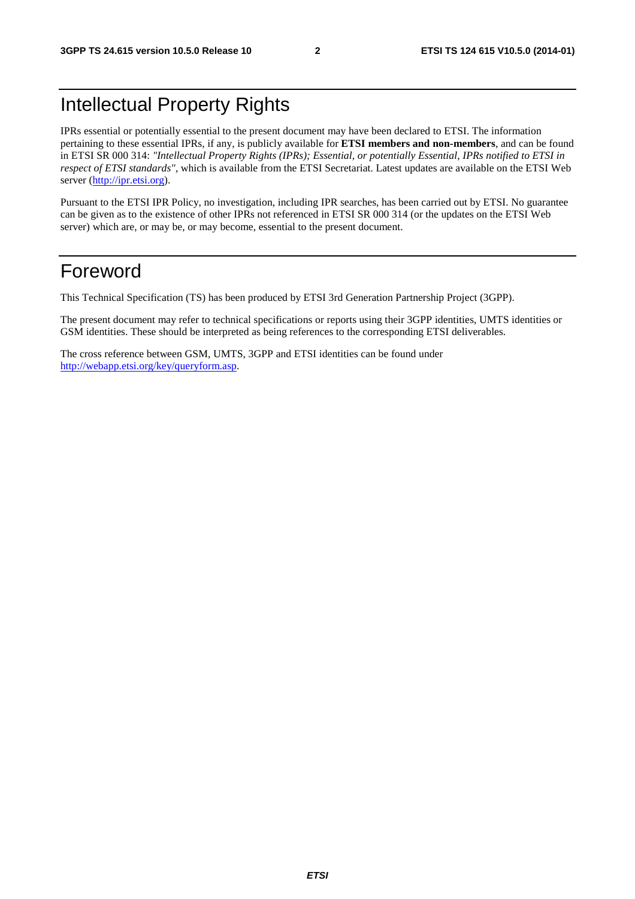# Intellectual Property Rights

IPRs essential or potentially essential to the present document may have been declared to ETSI. The information pertaining to these essential IPRs, if any, is publicly available for **ETSI members and non-members**, and can be found in ETSI SR 000 314: *"Intellectual Property Rights (IPRs); Essential, or potentially Essential, IPRs notified to ETSI in respect of ETSI standards"*, which is available from the ETSI Secretariat. Latest updates are available on the ETSI Web server (http://ipr.etsi.org).

Pursuant to the ETSI IPR Policy, no investigation, including IPR searches, has been carried out by ETSI. No guarantee can be given as to the existence of other IPRs not referenced in ETSI SR 000 314 (or the updates on the ETSI Web server) which are, or may be, or may become, essential to the present document.

# Foreword

This Technical Specification (TS) has been produced by ETSI 3rd Generation Partnership Project (3GPP).

The present document may refer to technical specifications or reports using their 3GPP identities, UMTS identities or GSM identities. These should be interpreted as being references to the corresponding ETSI deliverables.

The cross reference between GSM, UMTS, 3GPP and ETSI identities can be found under http://webapp.etsi.org/key/queryform.asp.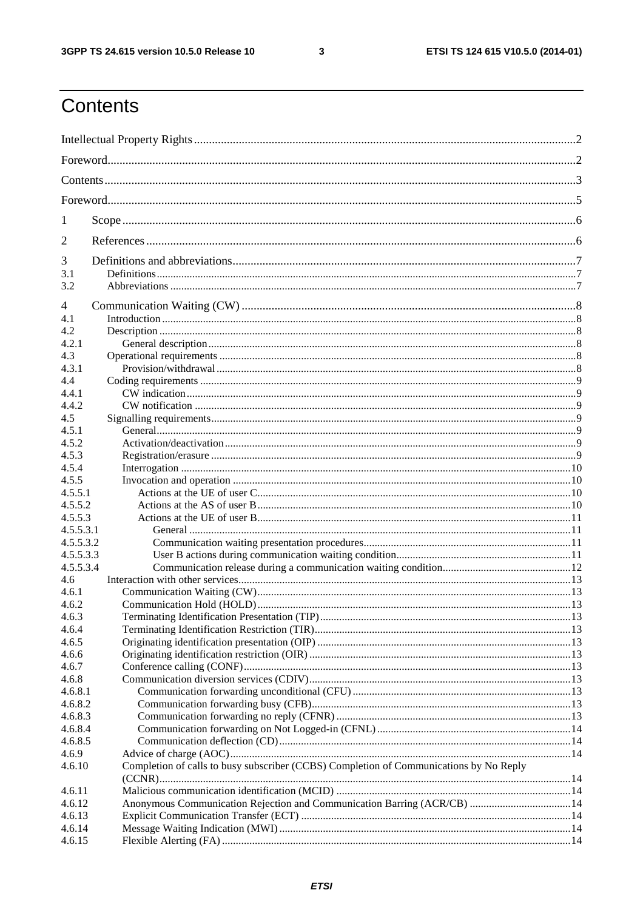# Contents

Intellectual Property Rights ....................................................................................................................2

Foreword....................................................................................................................................................2

Contents......................................................................................................................................................3

Foreword....................................................................................................................................................5

1 Scope ......................................................................................................................................................6

2 References ..............................................................................................................................................6

3 Definitions and abbreviations..................................................................................................................7
3.1 Definitions.............................................................................................................................................7
3.2 Abbreviations ........................................................................................................................................7

4 Communication Waiting (CW) ..............................................................................................................8
4.1 Introduction ...........................................................................................................................................8
4.2 Description ............................................................................................................................................8
4.2.1 General description..............................................................................................................................8
4.3 Operational requirements .....................................................................................................................8
4.3.1 Provision/withdrawal ...........................................................................................................................8
4.4 Coding requirements ............................................................................................................................9
4.4.1 CW indication.......................................................................................................................................9
4.4.2 CW notification ....................................................................................................................................9
4.5 Signalling requirements........................................................................................................................9
4.5.1 General..................................................................................................................................................9
4.5.2 Activation/deactivation.........................................................................................................................9
4.5.3 Registration/erasure ..............................................................................................................................9
4.5.4 Interrogation .......................................................................................................................................10
4.5.5 Invocation and operation ....................................................................................................................10
4.5.5.1 Actions at the UE of user C..............................................................................................................10
4.5.5.2 Actions at the AS of user B..............................................................................................................10
4.5.5.3 Actions at the UE of user B..............................................................................................................11
4.5.5.3.1 General ..........................................................................................................................................11
4.5.5.3.2 Communication waiting presentation procedures..........................................................................11
4.5.5.3.3 User B actions during communication waiting condition..............................................................11
4.5.5.3.4 Communication release during a communication waiting condition.............................................12
4.6 Interaction with other services...............................................................................................................13
4.6.1 Communication Waiting (CW)............................................................................................................13
4.6.2 Communication Hold (HOLD).............................................................................................................13
4.6.3 Terminating Identification Presentation (TIP)......................................................................................13
4.6.4 Terminating Identification Restriction (TIR)........................................................................................13
4.6.5 Originating identification presentation (OIP) .......................................................................................13
4.6.6 Originating identification restriction (OIR) ..........................................................................................13
4.6.7 Conference calling (CONF)..................................................................................................................13
4.6.8 Communication diversion services (CDIV)..........................................................................................13
4.6.8.1 Communication forwarding unconditional (CFU) ...........................................................................13
4.6.8.2 Communication forwarding busy (CFB)...........................................................................................13
4.6.8.3 Communication forwarding no reply (CFNR) ..................................................................................13
4.6.8.4 Communication forwarding on Not Logged-in (CFNL) ....................................................................14
4.6.8.5 Communication deflection (CD)........................................................................................................14
4.6.9 Advice of charge (AOC).......................................................................................................................14
4.6.10 Completion of calls to busy subscriber (CCBS) Completion of Communications by No Reply (CCNR)....................................................................................................................................................14
4.6.11 Malicious communication identification (MCID) ..............................................................................14
4.6.12 Anonymous Communication Rejection and Communication Barring (ACR/CB) ...............................14
4.6.13 Explicit Communication Transfer (ECT) .............................................................................................14
4.6.14 Message Waiting Indication (MWI) ....................................................................................................14
4.6.15 Flexible Alerting (FA) .........................................................................................................................14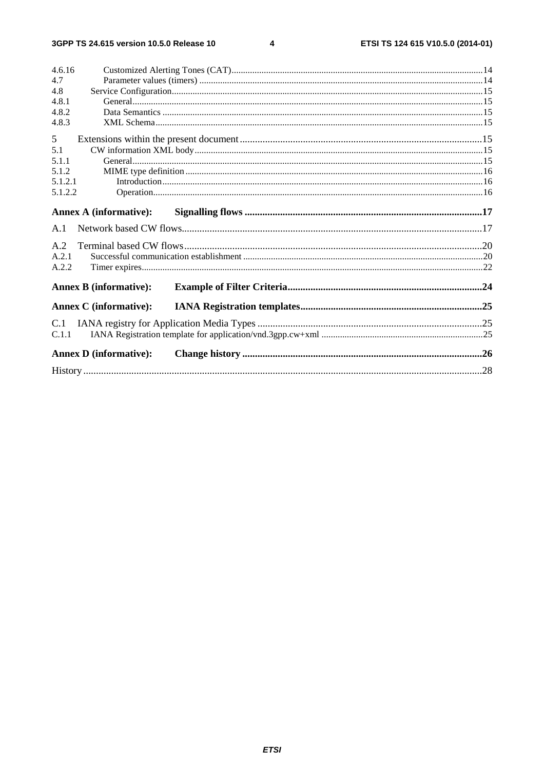4.6.16 Customized Alerting Tones (CAT) ........................................................................................................14
4.7 Parameter values (timers) ......................................................................................................................14
4.8 Service Configuration..............................................................................................................................15
4.8.1 General...............................................................................................................................................15
4.8.2 Data Semantics ..................................................................................................................................15
4.8.3 XML Schema......................................................................................................................................15

5 Extensions within the present document ...............................................................................................15
5.1 CW information XML body....................................................................................................................15
5.1.1 General...............................................................................................................................................15
5.1.2 MIME type definition .........................................................................................................................16
5.1.2.1 Introduction....................................................................................................................................16
5.1.2.2 Operation........................................................................................................................................16

**Annex A (informative): Signalling flows ............................................................................................17**

A.1 Network based CW flows.......................................................................................................................17

A.2 Terminal based CW flows.......................................................................................................................20
A.2.1 Successful communication establishment ..........................................................................................20
A.2.2 Timer expires.....................................................................................................................................22

**Annex B (informative): Example of Filter Criteria.............................................................................24**

**Annex C (informative): IANA Registration templates........................................................................25**

C.1 IANA registry for Application Media Types ..........................................................................................25
C.1.1 IANA Registration template for application/vnd.3gpp.cw+xml .......................................................25

**Annex D (informative): Change history ..............................................................................................26**

History ..............................................................................................................................................................28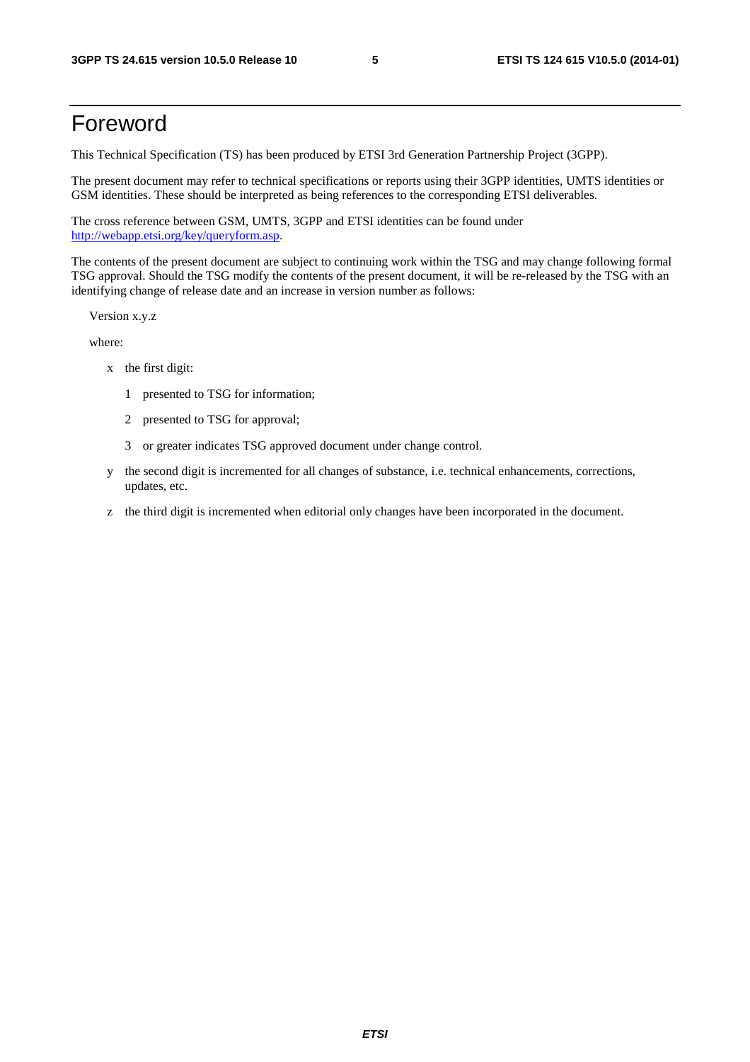# Foreword

This Technical Specification (TS) has been produced by ETSI 3rd Generation Partnership Project (3GPP).

The present document may refer to technical specifications or reports using their 3GPP identities, UMTS identities or GSM identities. These should be interpreted as being references to the corresponding ETSI deliverables.

The cross reference between GSM, UMTS, 3GPP and ETSI identities can be found under http://webapp.etsi.org/key/queryform.asp.

The contents of the present document are subject to continuing work within the TSG and may change following formal TSG approval. Should the TSG modify the contents of the present document, it will be re-released by the TSG with an identifying change of release date and an increase in version number as follows:

Version x.y.z

where:

- x the first digit:
  - 1 presented to TSG for information;
  - 2 presented to TSG for approval;
  - 3 or greater indicates TSG approved document under change control.
- y the second digit is incremented for all changes of substance, i.e. technical enhancements, corrections, updates, etc.
- z the third digit is incremented when editorial only changes have been incorporated in the document.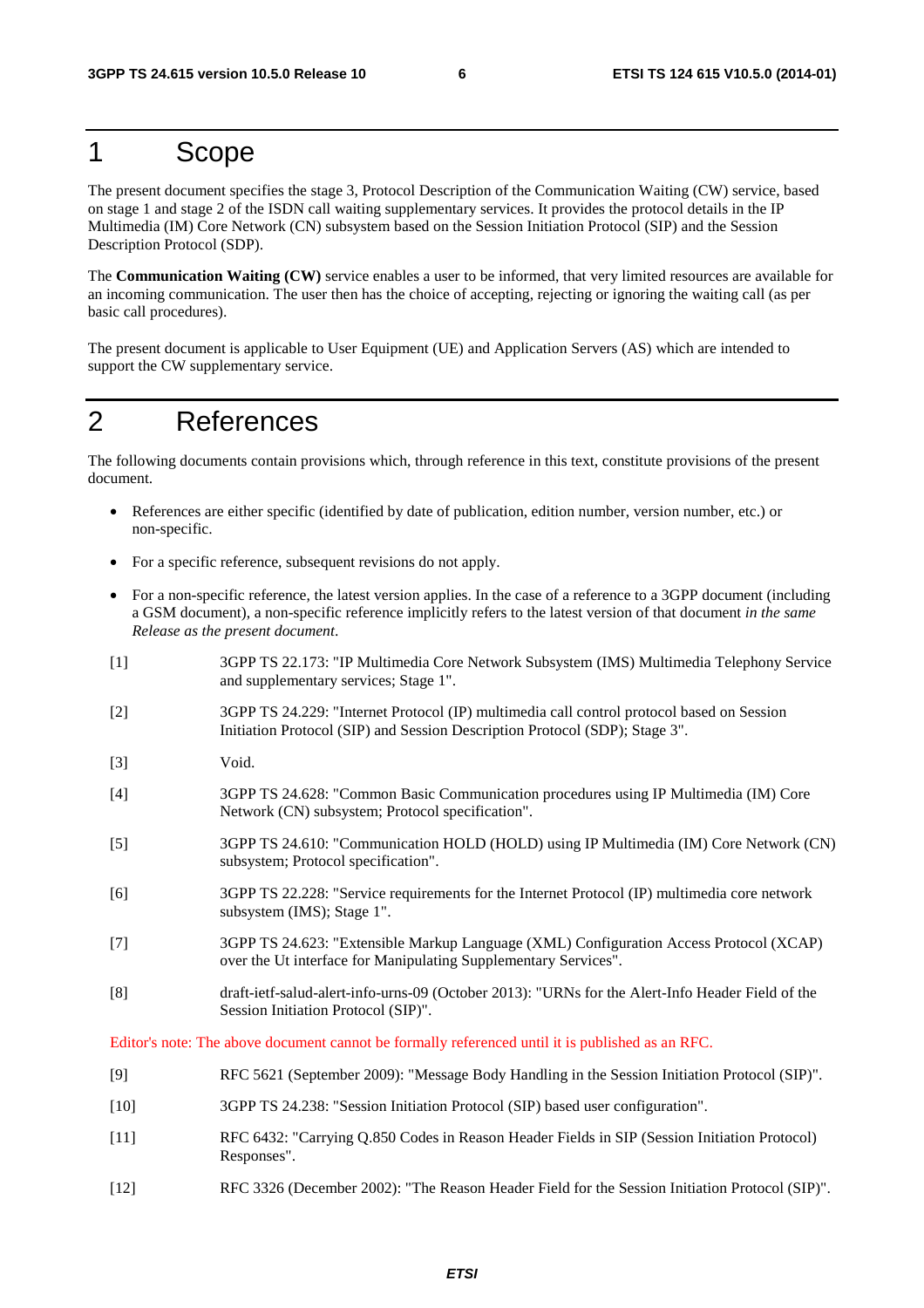# 1 Scope

The present document specifies the stage 3, Protocol Description of the Communication Waiting (CW) service, based on stage 1 and stage 2 of the ISDN call waiting supplementary services. It provides the protocol details in the IP Multimedia (IM) Core Network (CN) subsystem based on the Session Initiation Protocol (SIP) and the Session Description Protocol (SDP).

The **Communication Waiting (CW)** service enables a user to be informed, that very limited resources are available for an incoming communication. The user then has the choice of accepting, rejecting or ignoring the waiting call (as per basic call procedures).

The present document is applicable to User Equipment (UE) and Application Servers (AS) which are intended to support the CW supplementary service.

# 2 References

The following documents contain provisions which, through reference in this text, constitute provisions of the present document.

- References are either specific (identified by date of publication, edition number, version number, etc.) or non-specific.
- For a specific reference, subsequent revisions do not apply.
- For a non-specific reference, the latest version applies. In the case of a reference to a 3GPP document (including a GSM document), a non-specific reference implicitly refers to the latest version of that document *in the same Release as the present document*.

[1] 3GPP TS 22.173: "IP Multimedia Core Network Subsystem (IMS) Multimedia Telephony Service and supplementary services; Stage 1".

[2] 3GPP TS 24.229: "Internet Protocol (IP) multimedia call control protocol based on Session Initiation Protocol (SIP) and Session Description Protocol (SDP); Stage 3".

[3] Void.

[4] 3GPP TS 24.628: "Common Basic Communication procedures using IP Multimedia (IM) Core Network (CN) subsystem; Protocol specification".

[5] 3GPP TS 24.610: "Communication HOLD (HOLD) using IP Multimedia (IM) Core Network (CN) subsystem; Protocol specification".

[6] 3GPP TS 22.228: "Service requirements for the Internet Protocol (IP) multimedia core network subsystem (IMS); Stage 1".

[7] 3GPP TS 24.623: "Extensible Markup Language (XML) Configuration Access Protocol (XCAP) over the Ut interface for Manipulating Supplementary Services".

[8] draft-ietf-salud-alert-info-urns-09 (October 2013): "URNs for the Alert-Info Header Field of the Session Initiation Protocol (SIP)".

Editor's note: The above document cannot be formally referenced until it is published as an RFC.

[9] RFC 5621 (September 2009): "Message Body Handling in the Session Initiation Protocol (SIP)".

[10] 3GPP TS 24.238: "Session Initiation Protocol (SIP) based user configuration".

[11] RFC 6432: "Carrying Q.850 Codes in Reason Header Fields in SIP (Session Initiation Protocol) Responses".

[12] RFC 3326 (December 2002): "The Reason Header Field for the Session Initiation Protocol (SIP)".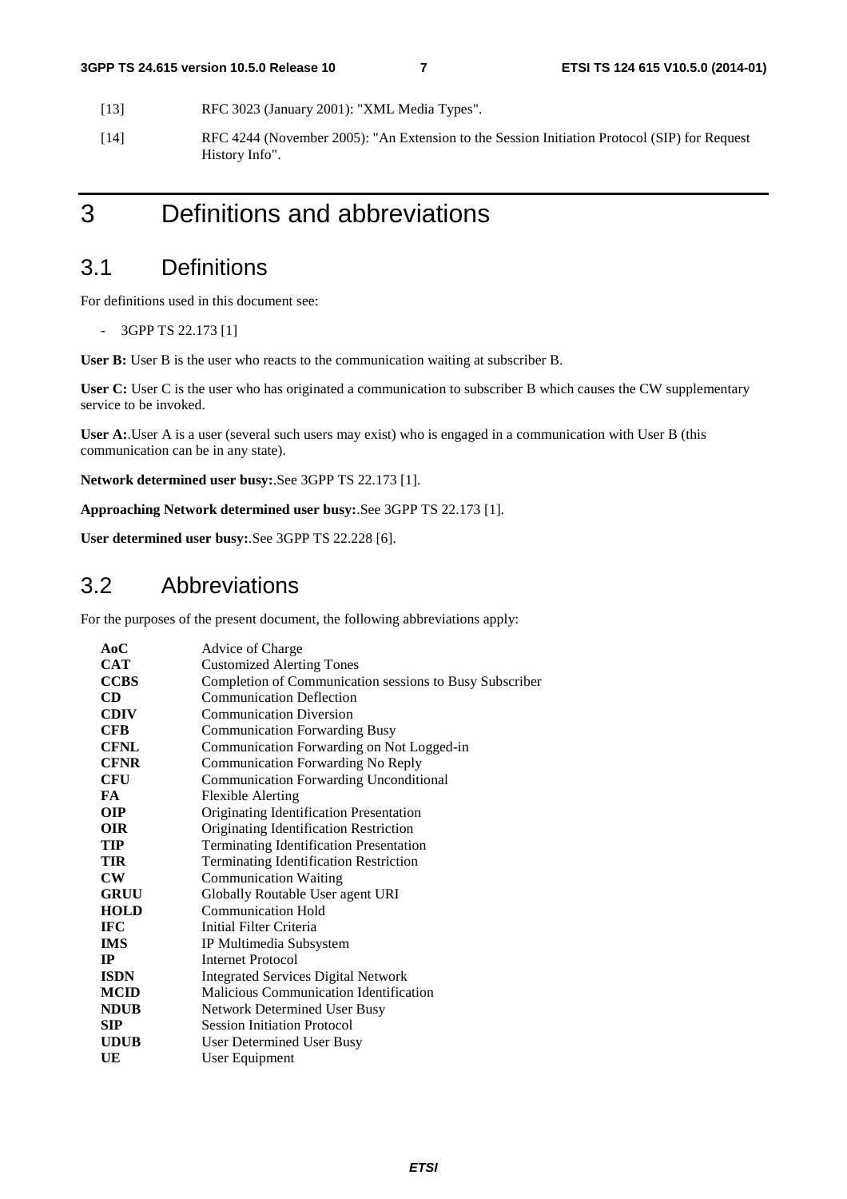[13] RFC 3023 (January 2001): "XML Media Types".

[14] RFC 4244 (November 2005): "An Extension to the Session Initiation Protocol (SIP) for Request History Info".

# 3 Definitions and abbreviations

## 3.1 Definitions

For definitions used in this document see:

- 3GPP TS 22.173 [1]

**User B:** User B is the user who reacts to the communication waiting at subscriber B.

**User C:** User C is the user who has originated a communication to subscriber B which causes the CW supplementary service to be invoked.

**User A:**.User A is a user (several such users may exist) who is engaged in a communication with User B (this communication can be in any state).

**Network determined user busy:**.See 3GPP TS 22.173 [1].

**Approaching Network determined user busy:**.See 3GPP TS 22.173 [1].

**User determined user busy:**.See 3GPP TS 22.228 [6].

## 3.2 Abbreviations

For the purposes of the present document, the following abbreviations apply:

| | |
|---|---|
| **AoC** | Advice of Charge |
| **CAT** | Customized Alerting Tones |
| **CCBS** | Completion of Communication sessions to Busy Subscriber |
| **CD** | Communication Deflection |
| **CDIV** | Communication Diversion |
| **CFB** | Communication Forwarding Busy |
| **CFNL** | Communication Forwarding on Not Logged-in |
| **CFNR** | Communication Forwarding No Reply |
| **CFU** | Communication Forwarding Unconditional |
| **FA** | Flexible Alerting |
| **OIP** | Originating Identification Presentation |
| **OIR** | Originating Identification Restriction |
| **TIP** | Terminating Identification Presentation |
| **TIR** | Terminating Identification Restriction |
| **CW** | Communication Waiting |
| **GRUU** | Globally Routable User agent URI |
| **HOLD** | Communication Hold |
| **IFC** | Initial Filter Criteria |
| **IMS** | IP Multimedia Subsystem |
| **IP** | Internet Protocol |
| **ISDN** | Integrated Services Digital Network |
| **MCID** | Malicious Communication Identification |
| **NDUB** | Network Determined User Busy |
| **SIP** | Session Initiation Protocol |
| **UDUB** | User Determined User Busy |
| **UE** | User Equipment |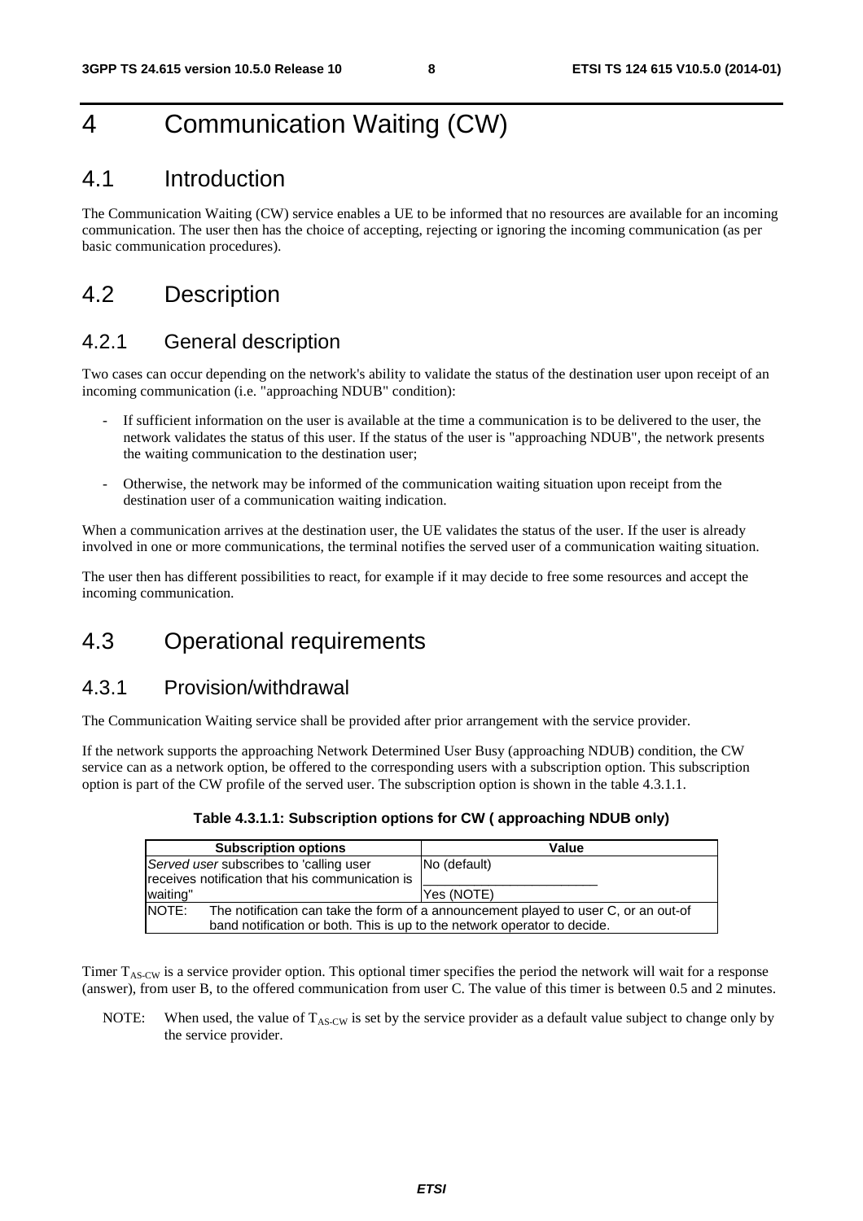# 4 Communication Waiting (CW)

## 4.1 Introduction

The Communication Waiting (CW) service enables a UE to be informed that no resources are available for an incoming communication. The user then has the choice of accepting, rejecting or ignoring the incoming communication (as per basic communication procedures).

## 4.2 Description

### 4.2.1 General description

Two cases can occur depending on the network's ability to validate the status of the destination user upon receipt of an incoming communication (i.e. "approaching NDUB" condition):

- If sufficient information on the user is available at the time a communication is to be delivered to the user, the network validates the status of this user. If the status of the user is "approaching NDUB", the network presents the waiting communication to the destination user;
- Otherwise, the network may be informed of the communication waiting situation upon receipt from the destination user of a communication waiting indication.

When a communication arrives at the destination user, the UE validates the status of the user. If the user is already involved in one or more communications, the terminal notifies the served user of a communication waiting situation.

The user then has different possibilities to react, for example if it may decide to free some resources and accept the incoming communication.

## 4.3 Operational requirements

### 4.3.1 Provision/withdrawal

The Communication Waiting service shall be provided after prior arrangement with the service provider.

If the network supports the approaching Network Determined User Busy (approaching NDUB) condition, the CW service can as a network option, be offered to the corresponding users with a subscription option. This subscription option is part of the CW profile of the served user. The subscription option is shown in the table 4.3.1.1.

**Table 4.3.1.1: Subscription options for CW ( approaching NDUB only)**

| Subscription options | Value |
| --- | --- |
| *Served user* subscribes to 'calling user receives notification that his communication is waiting" | No (default) |
| | Yes (NOTE) |
| NOTE: The notification can take the form of a announcement played to user C, or an out-of band notification or both. This is up to the network operator to decide. | |

Timer $T_{AS\text{-}CW}$ is a service provider option. This optional timer specifies the period the network will wait for a response (answer), from user B, to the offered communication from user C. The value of this timer is between 0.5 and 2 minutes.

NOTE: When used, the value of $T_{AS\text{-}CW}$ is set by the service provider as a default value subject to change only by the service provider.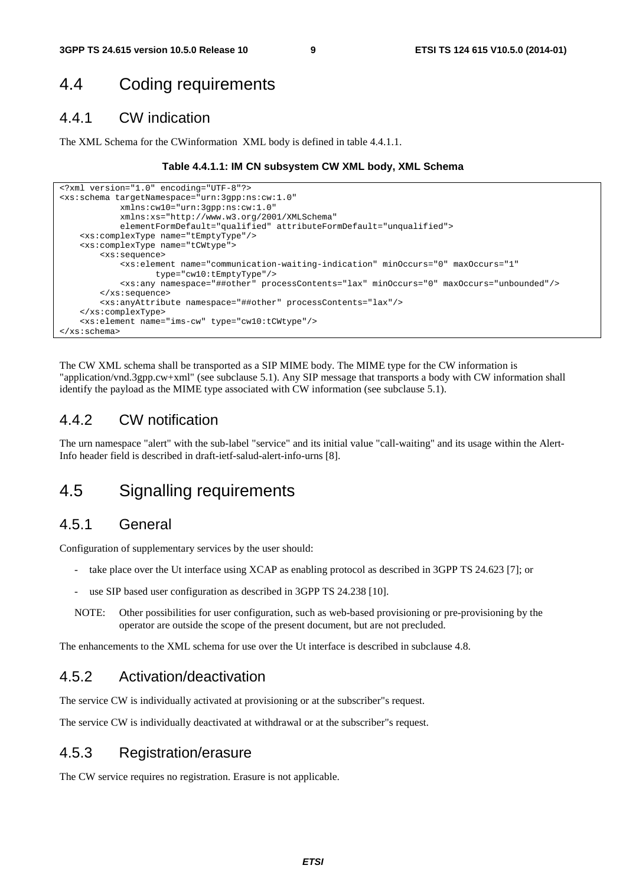## 4.4 Coding requirements

### 4.4.1 CW indication

The XML Schema for the CWinformation XML body is defined in table 4.4.1.1.

**Table 4.4.1.1: IM CN subsystem CW XML body, XML Schema**

```
<?xml version="1.0" encoding="UTF-8"?>
<xs:schema targetNamespace="urn:3gpp:ns:cw:1.0"
            xmlns:cw10="urn:3gpp:ns:cw:1.0"
            xmlns:xs="http://www.w3.org/2001/XMLSchema"
            elementFormDefault="qualified" attributeFormDefault="unqualified">
    <xs:complexType name="tEmptyType"/>
    <xs:complexType name="tCWtype">
        <xs:sequence>
            <xs:element name="communication-waiting-indication" minOccurs="0" maxOccurs="1"
                  type="cw10:tEmptyType"/>
            <xs:any namespace="##other" processContents="lax" minOccurs="0" maxOccurs="unbounded"/>
        </xs:sequence>
        <xs:anyAttribute namespace="##other" processContents="lax"/>
    </xs:complexType>
    <xs:element name="ims-cw" type="cw10:tCWtype"/>
</xs:schema>
```

The CW XML schema shall be transported as a SIP MIME body. The MIME type for the CW information is "application/vnd.3gpp.cw+xml" (see subclause 5.1). Any SIP message that transports a body with CW information shall identify the payload as the MIME type associated with CW information (see subclause 5.1).

### 4.4.2 CW notification

The urn namespace "alert" with the sub-label "service" and its initial value "call-waiting" and its usage within the Alert-Info header field is described in draft-ietf-salud-alert-info-urns [8].

## 4.5 Signalling requirements

### 4.5.1 General

Configuration of supplementary services by the user should:

- take place over the Ut interface using XCAP as enabling protocol as described in 3GPP TS 24.623 [7]; or
- use SIP based user configuration as described in 3GPP TS 24.238 [10].

NOTE: Other possibilities for user configuration, such as web-based provisioning or pre-provisioning by the operator are outside the scope of the present document, but are not precluded.

The enhancements to the XML schema for use over the Ut interface is described in subclause 4.8.

### 4.5.2 Activation/deactivation

The service CW is individually activated at provisioning or at the subscriber"s request.

The service CW is individually deactivated at withdrawal or at the subscriber"s request.

### 4.5.3 Registration/erasure

The CW service requires no registration. Erasure is not applicable.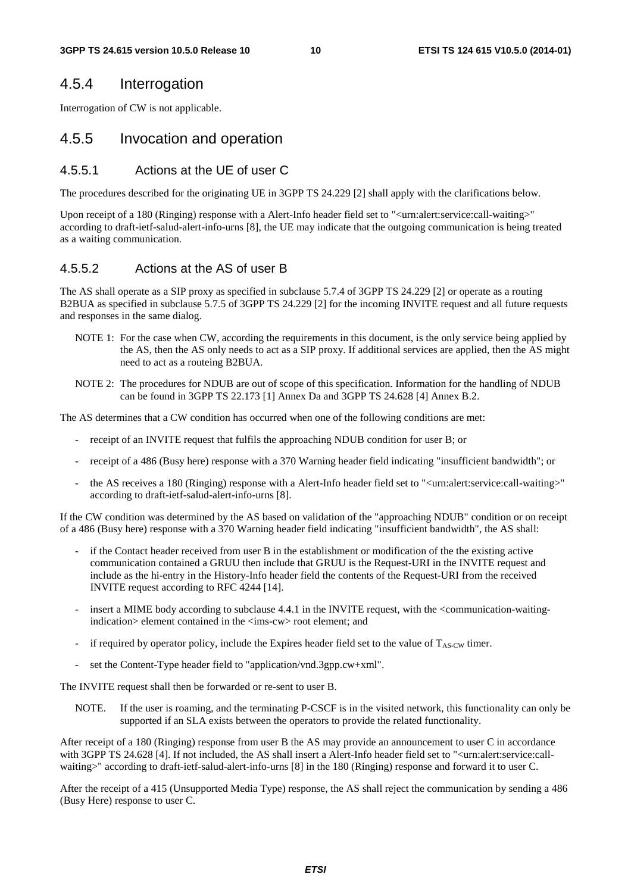## 4.5.4 Interrogation

Interrogation of CW is not applicable.

## 4.5.5 Invocation and operation

### 4.5.5.1 Actions at the UE of user C

The procedures described for the originating UE in 3GPP TS 24.229 [2] shall apply with the clarifications below.

Upon receipt of a 180 (Ringing) response with a Alert-Info header field set to "<urn:alert:service:call-waiting>" according to draft-ietf-salud-alert-info-urns [8], the UE may indicate that the outgoing communication is being treated as a waiting communication.

### 4.5.5.2 Actions at the AS of user B

The AS shall operate as a SIP proxy as specified in subclause 5.7.4 of 3GPP TS 24.229 [2] or operate as a routing B2BUA as specified in subclause 5.7.5 of 3GPP TS 24.229 [2] for the incoming INVITE request and all future requests and responses in the same dialog.

NOTE 1: For the case when CW, according the requirements in this document, is the only service being applied by the AS, then the AS only needs to act as a SIP proxy. If additional services are applied, then the AS might need to act as a routeing B2BUA.

NOTE 2: The procedures for NDUB are out of scope of this specification. Information for the handling of NDUB can be found in 3GPP TS 22.173 [1] Annex Da and 3GPP TS 24.628 [4] Annex B.2.

The AS determines that a CW condition has occurred when one of the following conditions are met:

- receipt of an INVITE request that fulfils the approaching NDUB condition for user B; or
- receipt of a 486 (Busy here) response with a 370 Warning header field indicating "insufficient bandwidth"; or
- the AS receives a 180 (Ringing) response with a Alert-Info header field set to "<urn:alert:service:call-waiting>" according to draft-ietf-salud-alert-info-urns [8].

If the CW condition was determined by the AS based on validation of the "approaching NDUB" condition or on receipt of a 486 (Busy here) response with a 370 Warning header field indicating "insufficient bandwidth", the AS shall:

- if the Contact header received from user B in the establishment or modification of the the existing active communication contained a GRUU then include that GRUU is the Request-URI in the INVITE request and include as the hi-entry in the History-Info header field the contents of the Request-URI from the received INVITE request according to RFC 4244 [14].
- insert a MIME body according to subclause 4.4.1 in the INVITE request, with the <communication-waiting-indication> element contained in the <ims-cw> root element; and
- if required by operator policy, include the Expires header field set to the value of $T_{AS\text{-}CW}$ timer.
- set the Content-Type header field to "application/vnd.3gpp.cw+xml".

The INVITE request shall then be forwarded or re-sent to user B.

NOTE. If the user is roaming, and the terminating P-CSCF is in the visited network, this functionality can only be supported if an SLA exists between the operators to provide the related functionality.

After receipt of a 180 (Ringing) response from user B the AS may provide an announcement to user C in accordance with 3GPP TS 24.628 [4]. If not included, the AS shall insert a Alert-Info header field set to "<urn:alert:service:call-waiting>" according to draft-ietf-salud-alert-info-urns [8] in the 180 (Ringing) response and forward it to user C.

After the receipt of a 415 (Unsupported Media Type) response, the AS shall reject the communication by sending a 486 (Busy Here) response to user C.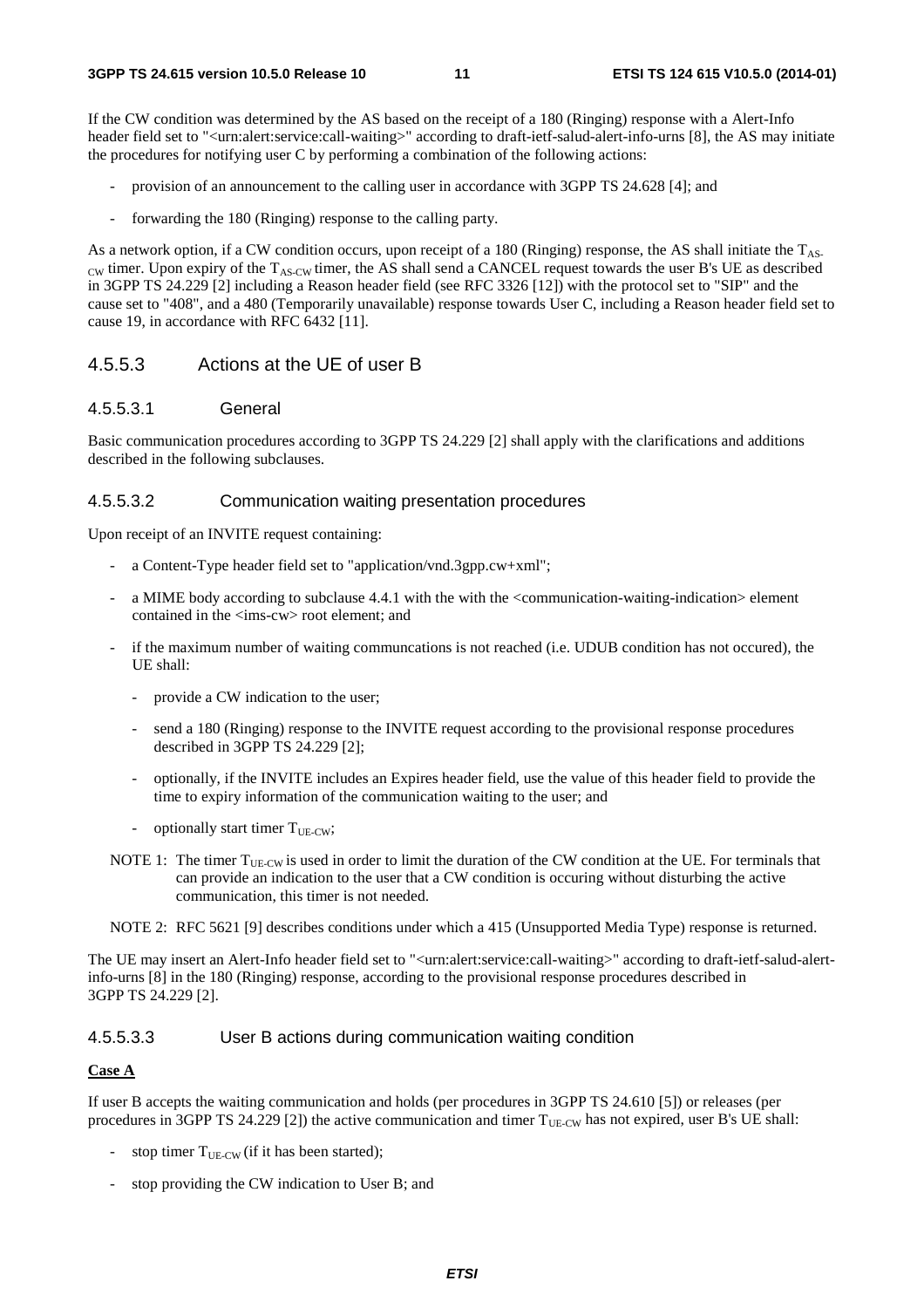If the CW condition was determined by the AS based on the receipt of a 180 (Ringing) response with a Alert-Info header field set to "<urn:alert:service:call-waiting>" according to draft-ietf-salud-alert-info-urns [8], the AS may initiate the procedures for notifying user C by performing a combination of the following actions:

- provision of an announcement to the calling user in accordance with 3GPP TS 24.628 [4]; and
- forwarding the 180 (Ringing) response to the calling party.

As a network option, if a CW condition occurs, upon receipt of a 180 (Ringing) response, the AS shall initiate the $T_{AS-CW}$ timer. Upon expiry of the $T_{AS-CW}$ timer, the AS shall send a CANCEL request towards the user B's UE as described in 3GPP TS 24.229 [2] including a Reason header field (see RFC 3326 [12]) with the protocol set to "SIP" and the cause set to "408", and a 480 (Temporarily unavailable) response towards User C, including a Reason header field set to cause 19, in accordance with RFC 6432 [11].

### 4.5.5.3 Actions at the UE of user B

#### 4.5.5.3.1 General

Basic communication procedures according to 3GPP TS 24.229 [2] shall apply with the clarifications and additions described in the following subclauses.

#### 4.5.5.3.2 Communication waiting presentation procedures

Upon receipt of an INVITE request containing:

- a Content-Type header field set to "application/vnd.3gpp.cw+xml";
- a MIME body according to subclause 4.4.1 with the with the <communication-waiting-indication> element contained in the <ims-cw> root element; and
- if the maximum number of waiting communcations is not reached (i.e. UDUB condition has not occured), the UE shall:
  - provide a CW indication to the user;
  - send a 180 (Ringing) response to the INVITE request according to the provisional response procedures described in 3GPP TS 24.229 [2];
  - optionally, if the INVITE includes an Expires header field, use the value of this header field to provide the time to expiry information of the communication waiting to the user; and
  - optionally start timer $T_{UE-CW}$;

NOTE 1: The timer $T_{UE-CW}$ is used in order to limit the duration of the CW condition at the UE. For terminals that can provide an indication to the user that a CW condition is occuring without disturbing the active communication, this timer is not needed.

NOTE 2: RFC 5621 [9] describes conditions under which a 415 (Unsupported Media Type) response is returned.

The UE may insert an Alert-Info header field set to "<urn:alert:service:call-waiting>" according to draft-ietf-salud-alert-info-urns [8] in the 180 (Ringing) response, according to the provisional response procedures described in 3GPP TS 24.229 [2].

#### 4.5.5.3.3 User B actions during communication waiting condition

**Case A**

If user B accepts the waiting communication and holds (per procedures in 3GPP TS 24.610 [5]) or releases (per procedures in 3GPP TS 24.229 [2]) the active communication and timer $T_{UE-CW}$ has not expired, user B's UE shall:

- stop timer $T_{UE-CW}$ (if it has been started);
- stop providing the CW indication to User B; and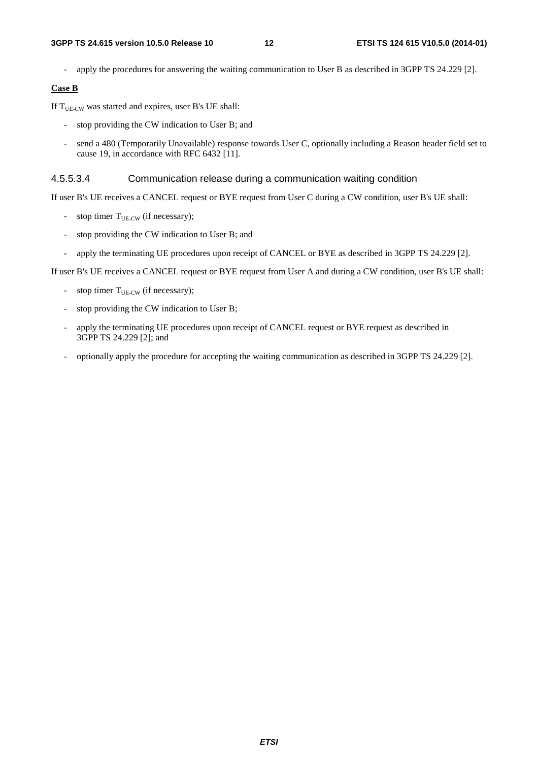- apply the procedures for answering the waiting communication to User B as described in 3GPP TS 24.229 [2].

**Case B**

If $T_{UE-CW}$ was started and expires, user B's UE shall:

- stop providing the CW indication to User B; and
- send a 480 (Temporarily Unavailable) response towards User C, optionally including a Reason header field set to cause 19, in accordance with RFC 6432 [11].

#### 4.5.5.3.4 Communication release during a communication waiting condition

If user B's UE receives a CANCEL request or BYE request from User C during a CW condition, user B's UE shall:

- stop timer $T_{UE-CW}$ (if necessary);
- stop providing the CW indication to User B; and
- apply the terminating UE procedures upon receipt of CANCEL or BYE as described in 3GPP TS 24.229 [2].

If user B's UE receives a CANCEL request or BYE request from User A and during a CW condition, user B's UE shall:

- stop timer $T_{UE-CW}$ (if necessary);
- stop providing the CW indication to User B;
- apply the terminating UE procedures upon receipt of CANCEL request or BYE request as described in 3GPP TS 24.229 [2]; and
- optionally apply the procedure for accepting the waiting communication as described in 3GPP TS 24.229 [2].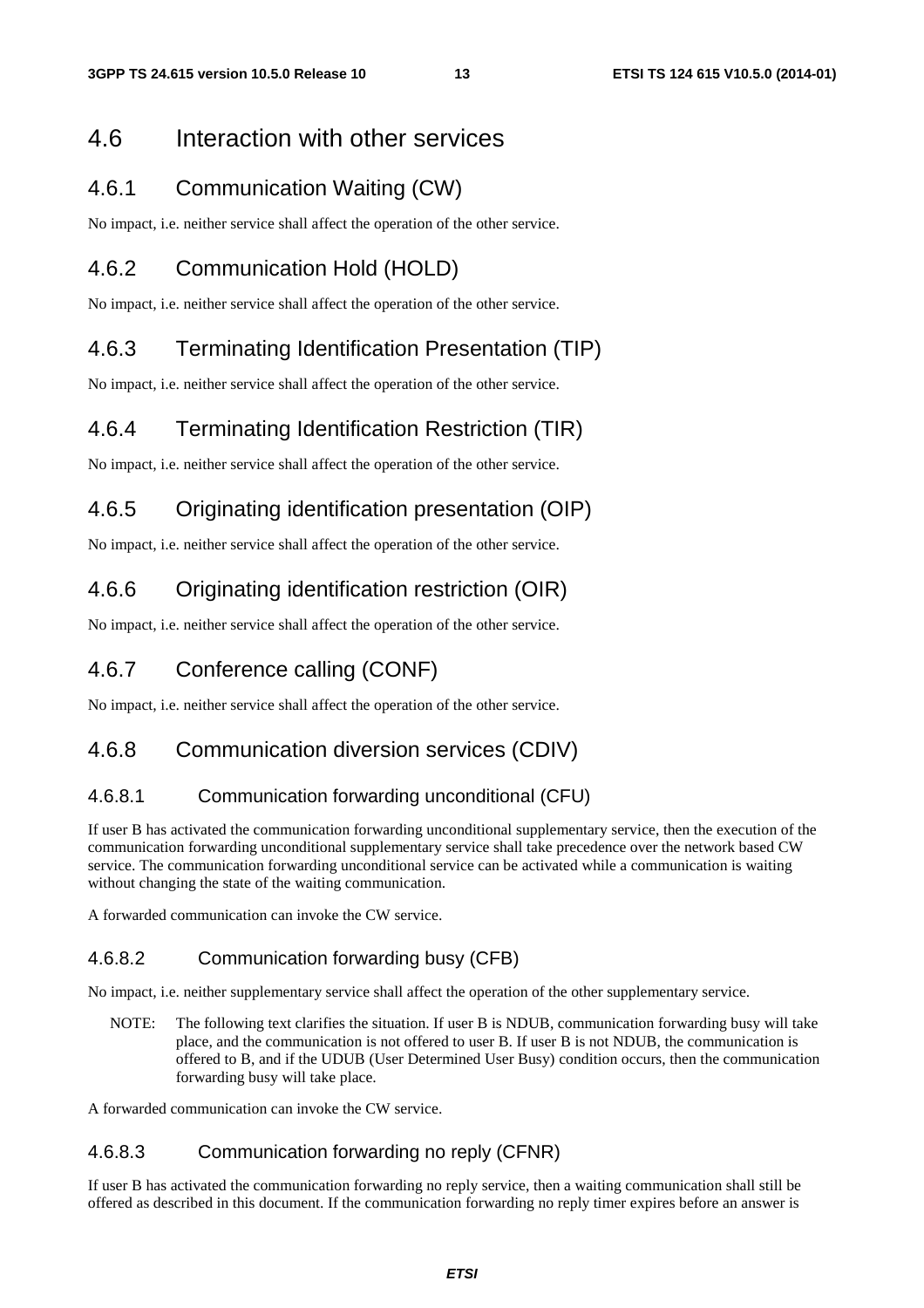## 4.6 Interaction with other services

### 4.6.1 Communication Waiting (CW)

No impact, i.e. neither service shall affect the operation of the other service.

### 4.6.2 Communication Hold (HOLD)

No impact, i.e. neither service shall affect the operation of the other service.

### 4.6.3 Terminating Identification Presentation (TIP)

No impact, i.e. neither service shall affect the operation of the other service.

### 4.6.4 Terminating Identification Restriction (TIR)

No impact, i.e. neither service shall affect the operation of the other service.

### 4.6.5 Originating identification presentation (OIP)

No impact, i.e. neither service shall affect the operation of the other service.

### 4.6.6 Originating identification restriction (OIR)

No impact, i.e. neither service shall affect the operation of the other service.

### 4.6.7 Conference calling (CONF)

No impact, i.e. neither service shall affect the operation of the other service.

### 4.6.8 Communication diversion services (CDIV)

#### 4.6.8.1 Communication forwarding unconditional (CFU)

If user B has activated the communication forwarding unconditional supplementary service, then the execution of the communication forwarding unconditional supplementary service shall take precedence over the network based CW service. The communication forwarding unconditional service can be activated while a communication is waiting without changing the state of the waiting communication.

A forwarded communication can invoke the CW service.

#### 4.6.8.2 Communication forwarding busy (CFB)

No impact, i.e. neither supplementary service shall affect the operation of the other supplementary service.

NOTE: The following text clarifies the situation. If user B is NDUB, communication forwarding busy will take place, and the communication is not offered to user B. If user B is not NDUB, the communication is offered to B, and if the UDUB (User Determined User Busy) condition occurs, then the communication forwarding busy will take place.

A forwarded communication can invoke the CW service.

#### 4.6.8.3 Communication forwarding no reply (CFNR)

If user B has activated the communication forwarding no reply service, then a waiting communication shall still be offered as described in this document. If the communication forwarding no reply timer expires before an answer is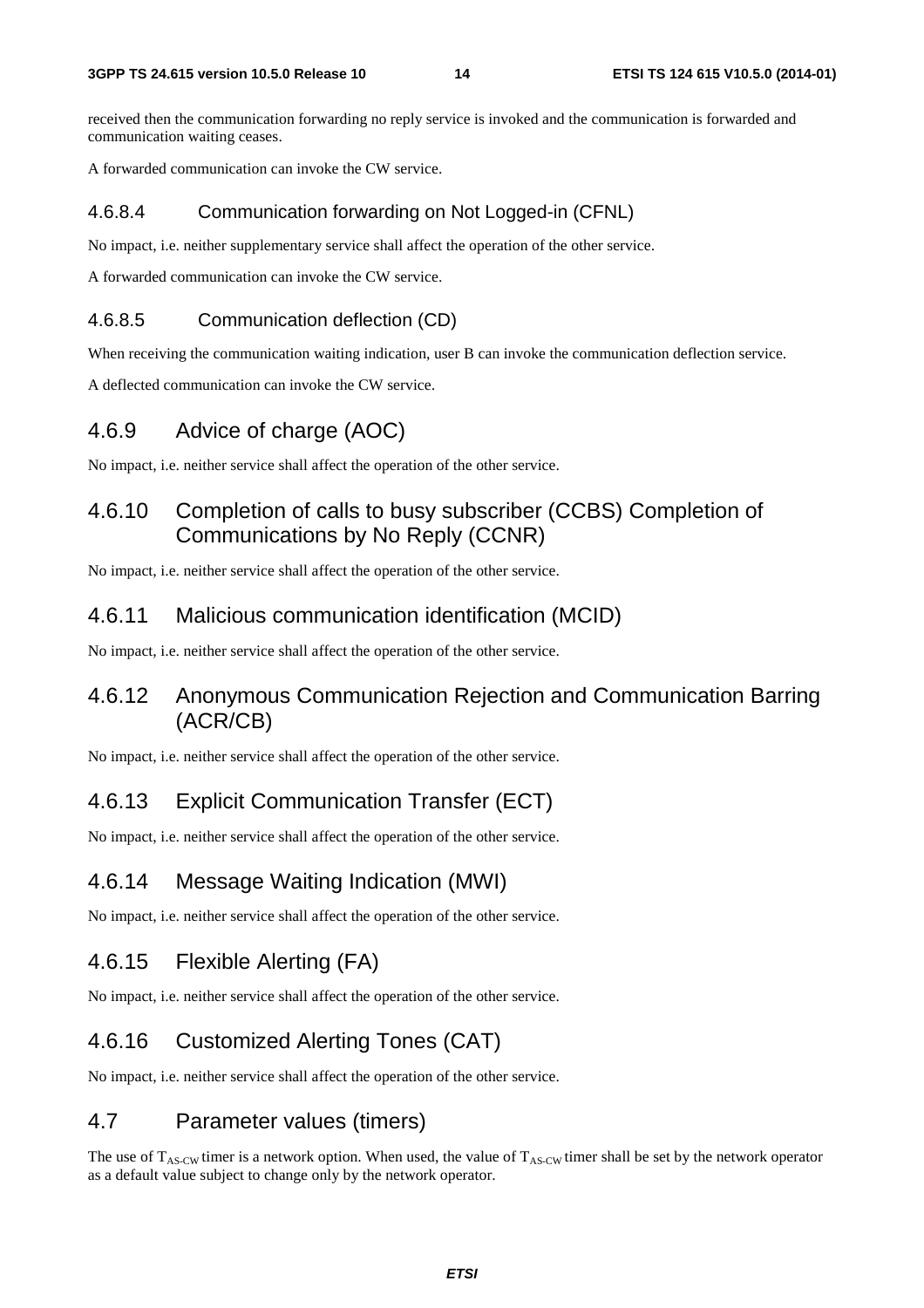received then the communication forwarding no reply service is invoked and the communication is forwarded and communication waiting ceases.

A forwarded communication can invoke the CW service.

#### 4.6.8.4 Communication forwarding on Not Logged-in (CFNL)

No impact, i.e. neither supplementary service shall affect the operation of the other service.

A forwarded communication can invoke the CW service.

#### 4.6.8.5 Communication deflection (CD)

When receiving the communication waiting indication, user B can invoke the communication deflection service.

A deflected communication can invoke the CW service.

### 4.6.9 Advice of charge (AOC)

No impact, i.e. neither service shall affect the operation of the other service.

### 4.6.10 Completion of calls to busy subscriber (CCBS) Completion of Communications by No Reply (CCNR)

No impact, i.e. neither service shall affect the operation of the other service.

### 4.6.11 Malicious communication identification (MCID)

No impact, i.e. neither service shall affect the operation of the other service.

### 4.6.12 Anonymous Communication Rejection and Communication Barring (ACR/CB)

No impact, i.e. neither service shall affect the operation of the other service.

### 4.6.13 Explicit Communication Transfer (ECT)

No impact, i.e. neither service shall affect the operation of the other service.

### 4.6.14 Message Waiting Indication (MWI)

No impact, i.e. neither service shall affect the operation of the other service.

### 4.6.15 Flexible Alerting (FA)

No impact, i.e. neither service shall affect the operation of the other service.

### 4.6.16 Customized Alerting Tones (CAT)

No impact, i.e. neither service shall affect the operation of the other service.

## 4.7 Parameter values (timers)

The use of $T_{AS\text{-}CW}$ timer is a network option. When used, the value of $T_{AS\text{-}CW}$ timer shall be set by the network operator as a default value subject to change only by the network operator.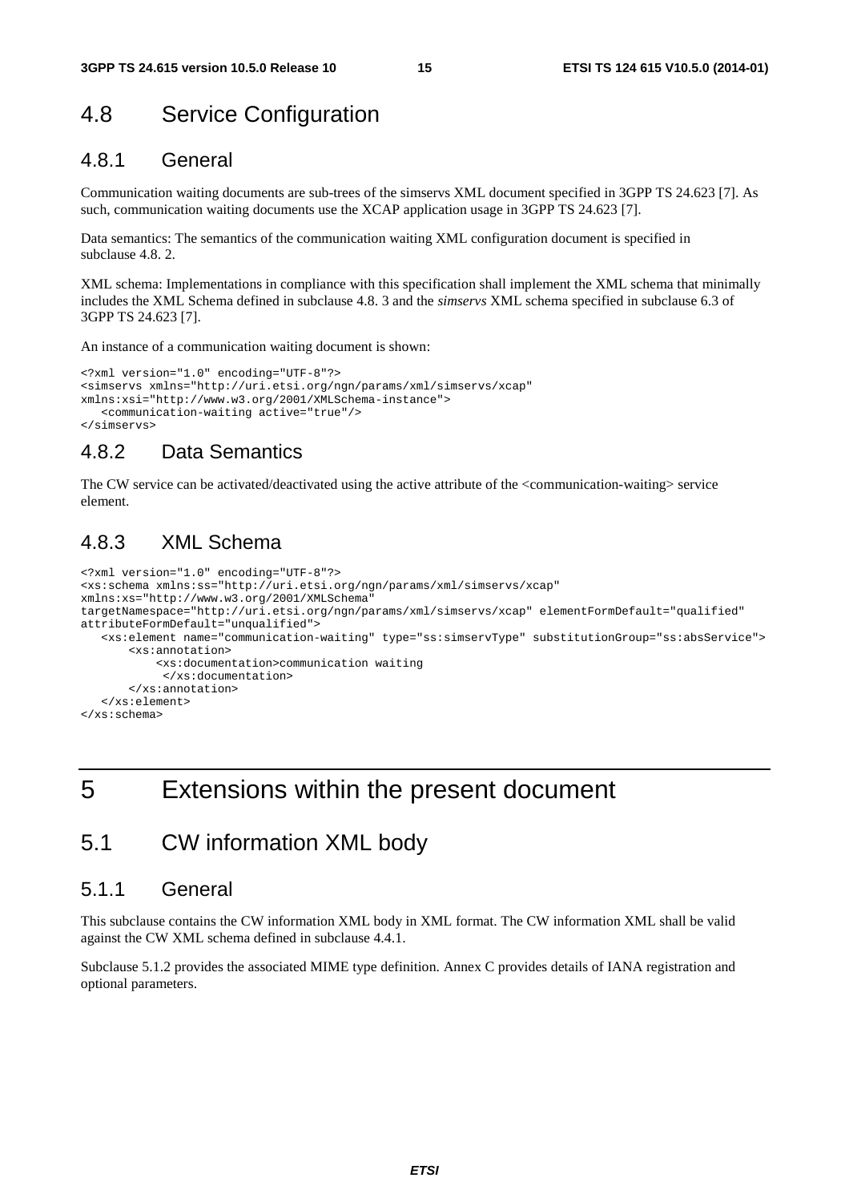## 4.8 Service Configuration

### 4.8.1 General

Communication waiting documents are sub-trees of the simservs XML document specified in 3GPP TS 24.623 [7]. As such, communication waiting documents use the XCAP application usage in 3GPP TS 24.623 [7].

Data semantics: The semantics of the communication waiting XML configuration document is specified in subclause 4.8. 2.

XML schema: Implementations in compliance with this specification shall implement the XML schema that minimally includes the XML Schema defined in subclause 4.8. 3 and the *simservs* XML schema specified in subclause 6.3 of 3GPP TS 24.623 [7].

An instance of a communication waiting document is shown:

```
<?xml version="1.0" encoding="UTF-8"?>
<simservs xmlns="http://uri.etsi.org/ngn/params/xml/simservs/xcap"
xmlns:xsi="http://www.w3.org/2001/XMLSchema-instance">
   <communication-waiting active="true"/>
</simservs>
```

### 4.8.2 Data Semantics

The CW service can be activated/deactivated using the active attribute of the <communication-waiting> service element.

### 4.8.3 XML Schema

```
<?xml version="1.0" encoding="UTF-8"?>
<xs:schema xmlns:ss="http://uri.etsi.org/ngn/params/xml/simservs/xcap"
xmlns:xs="http://www.w3.org/2001/XMLSchema"
targetNamespace="http://uri.etsi.org/ngn/params/xml/simservs/xcap" elementFormDefault="qualified"
attributeFormDefault="unqualified">
   <xs:element name="communication-waiting" type="ss:simservType" substitutionGroup="ss:absService">
       <xs:annotation>
           <xs:documentation>communication waiting
            </xs:documentation>
       </xs:annotation>
   </xs:element>
</xs:schema>
```

# 5 Extensions within the present document

## 5.1 CW information XML body

### 5.1.1 General

This subclause contains the CW information XML body in XML format. The CW information XML shall be valid against the CW XML schema defined in subclause 4.4.1.

Subclause 5.1.2 provides the associated MIME type definition. Annex C provides details of IANA registration and optional parameters.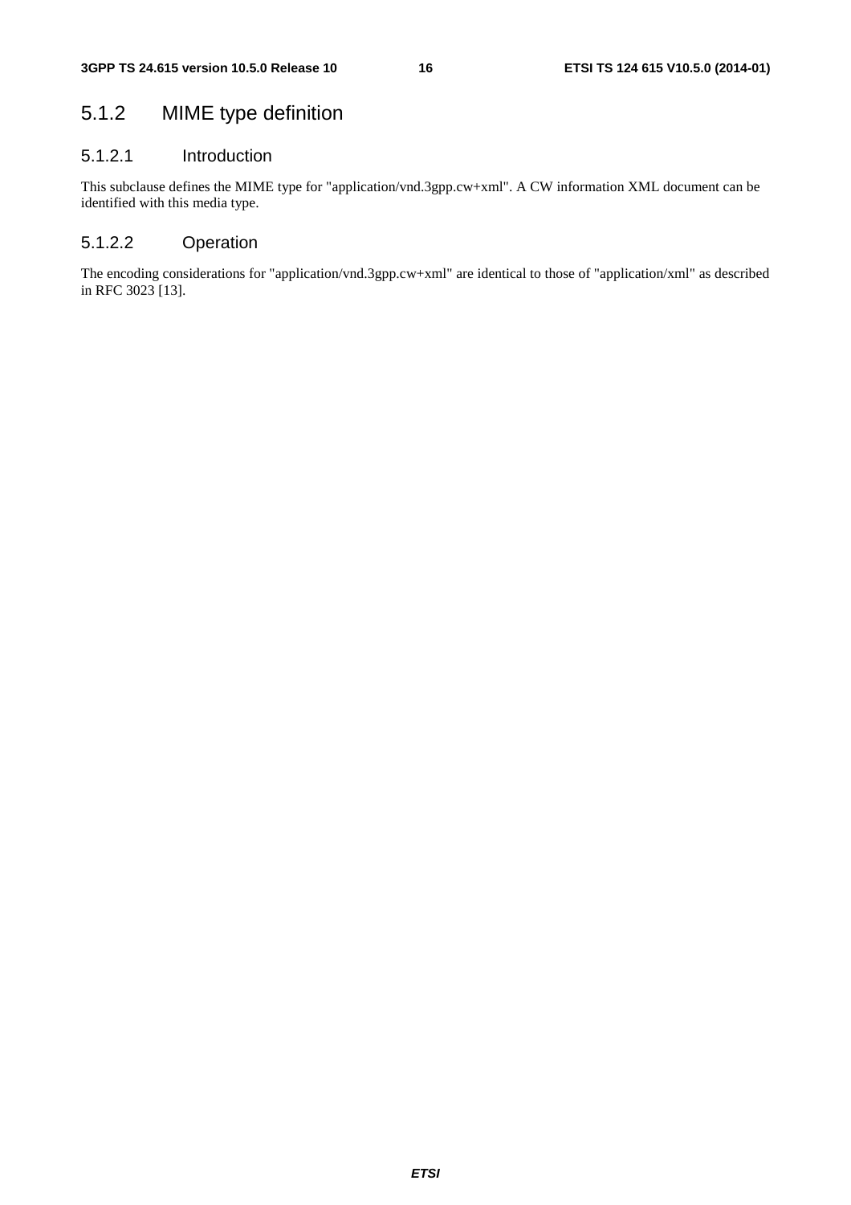### 5.1.2 MIME type definition

#### 5.1.2.1 Introduction

This subclause defines the MIME type for "application/vnd.3gpp.cw+xml". A CW information XML document can be identified with this media type.

#### 5.1.2.2 Operation

The encoding considerations for "application/vnd.3gpp.cw+xml" are identical to those of "application/xml" as described in RFC 3023 [13].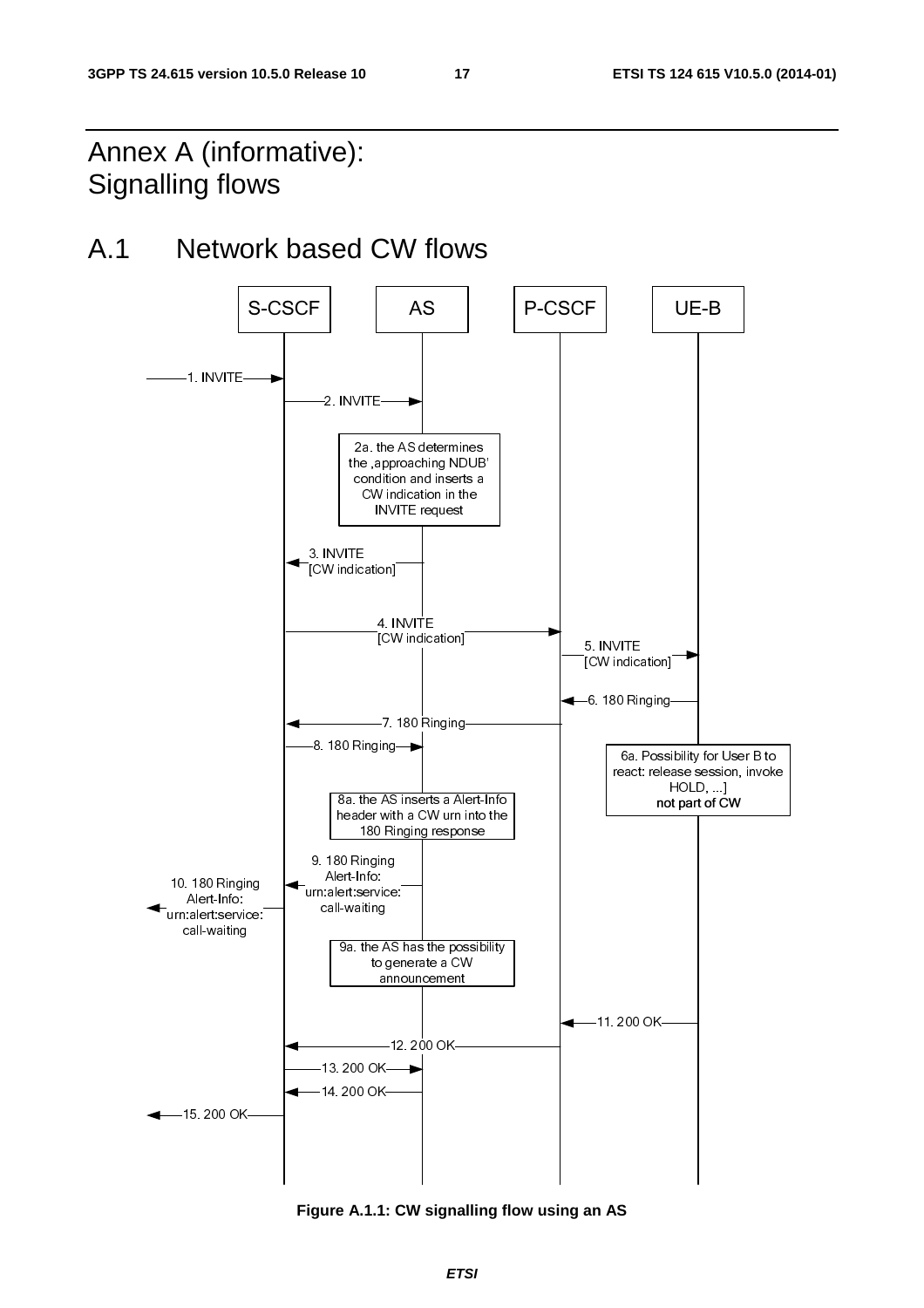# Annex A (informative): Signalling flows

## A.1 Network based CW flows

S-CSCF | AS | P-CSCF | UE-B

1. INVITE
2. INVITE

2a. the AS determines the ,approaching NDUB' condition and inserts a CW indication in the INVITE request

3. INVITE [CW indication]
4. INVITE [CW indication]
5. INVITE [CW indication]
6. 180 Ringing

6a. Possibility for User B to react: release session, invoke HOLD, ...] **not part of CW**

7. 180 Ringing
8. 180 Ringing

8a. the AS inserts a Alert-Info header with a CW urn into the 180 Ringing response

9. 180 Ringing Alert-Info: urn:alert:service: call-waiting
10. 180 Ringing Alert-Info: urn:alert:service: call-waiting

9a. the AS has the possibility to generate a CW announcement

11. 200 OK
12. 200 OK
13. 200 OK
14. 200 OK
15. 200 OK

**Figure A.1.1: CW signalling flow using an AS**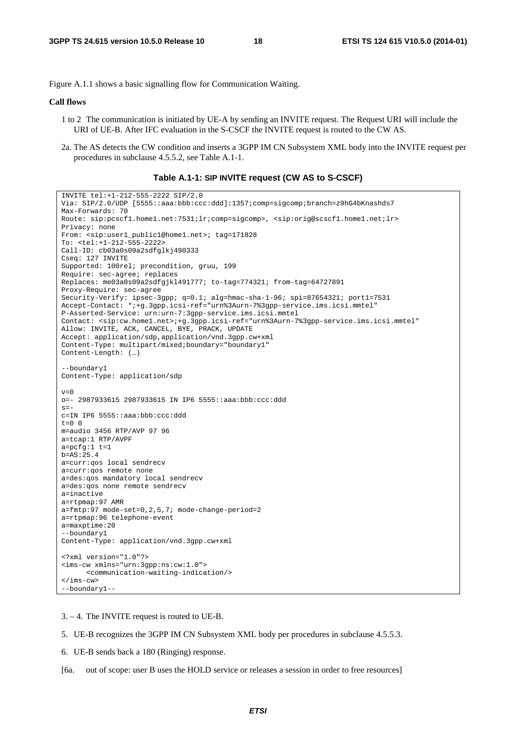Figure A.1.1 shows a basic signalling flow for Communication Waiting.

**Call flows**

1 to 2 The communication is initiated by UE-A by sending an INVITE request. The Request URI will include the URI of UE-B. After IFC evaluation in the S-CSCF the INVITE request is routed to the CW AS.

2a. The AS detects the CW condition and inserts a 3GPP IM CN Subsystem XML body into the INVITE request per procedures in subclause 4.5.5.2, see Table A.1-1.

**Table A.1-1: SIP INVITE request (CW AS to S-CSCF)**

```
INVITE tel:+1-212-555-2222 SIP/2.0
Via: SIP/2.0/UDP [5555::aaa:bbb:ccc:ddd]:1357;comp=sigcomp;branch=z9hG4bKnashds7
Max-Forwards: 70
Route: sip:pcscf1.home1.net:7531;lr;comp=sigcomp>, <sip:orig@scscf1.home1.net;lr>
Privacy: none
From: <sip:user1_public1@home1.net>; tag=171828
To: <tel:+1-212-555-2222>
Call-ID: cb03a0s09a2sdfglkj490333
Cseq: 127 INVITE
Supported: 100rel; precondition, gruu, 199
Require: sec-agree; replaces
Replaces: me03a0s09a2sdfgjkl491777; to-tag=774321; from-tag=64727891
Proxy-Require: sec-agree
Security-Verify: ipsec-3gpp; q=0.1; alg=hmac-sha-1-96; spi=87654321; port1=7531
Accept-Contact: *;+g.3gpp.icsi-ref="urn%3Aurn-7%3gpp-service.ims.icsi.mmtel"
P-Asserted-Service: urn:urn-7:3gpp-service.ims.icsi.mmtel
Contact: <sip:cw.home1.net>;+g.3gpp.icsi-ref="urn%3Aurn-7%3gpp-service.ims.icsi.mmtel"
Allow: INVITE, ACK, CANCEL, BYE, PRACK, UPDATE
Accept: application/sdp,application/vnd.3gpp.cw+xml
Content-Type: multipart/mixed;boundary="boundary1"
Content-Length: (…)

--boundary1
Content-Type: application/sdp

v=0
o=- 2987933615 2987933615 IN IP6 5555::aaa:bbb:ccc:ddd
s=-
c=IN IP6 5555::aaa:bbb:ccc:ddd
t=0 0
m=audio 3456 RTP/AVP 97 96
a=tcap:1 RTP/AVPF
a=pcfg:1 t=1
b=AS:25.4
a=curr:qos local sendrecv
a=curr:qos remote none
a=des:qos mandatory local sendrecv
a=des:qos none remote sendrecv
a=inactive
a=rtpmap:97 AMR
a=fmtp:97 mode-set=0,2,5,7; mode-change-period=2
a=rtpmap:96 telephone-event
a=maxptime:20
--boundary1
Content-Type: application/vnd.3gpp.cw+xml

<?xml version="1.0"?>
<ims-cw xmlns="urn:3gpp:ns:cw:1.0">
      <communication-waiting-indication/>
</ims-cw>
--boundary1--
```

3. – 4. The INVITE request is routed to UE-B.

5. UE-B recognizes the 3GPP IM CN Subsystem XML body per procedures in subclause 4.5.5.3.

6. UE-B sends back a 180 (Ringing) response.

[6a. out of scope: user B uses the HOLD service or releases a session in order to free resources]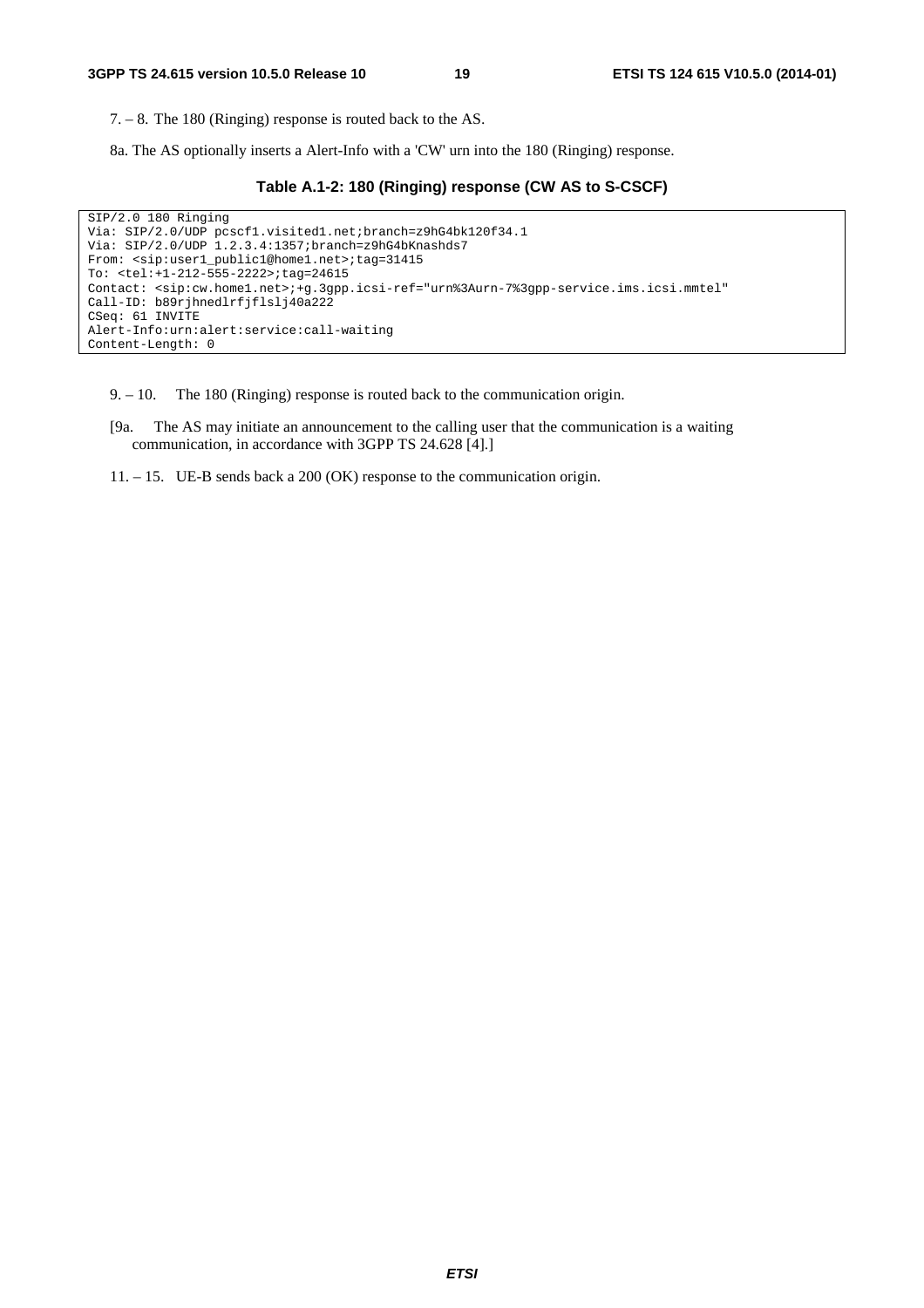7. – 8. The 180 (Ringing) response is routed back to the AS.

8a. The AS optionally inserts a Alert-Info with a 'CW' urn into the 180 (Ringing) response.

**Table A.1-2: 180 (Ringing) response (CW AS to S-CSCF)**

```
SIP/2.0 180 Ringing
Via: SIP/2.0/UDP pcscf1.visited1.net;branch=z9hG4bk120f34.1
Via: SIP/2.0/UDP 1.2.3.4:1357;branch=z9hG4bKnashds7
From: <sip:user1_public1@home1.net>;tag=31415
To: <tel:+1-212-555-2222>;tag=24615
Contact: <sip:cw.home1.net>;+g.3gpp.icsi-ref="urn%3Aurn-7%3gpp-service.ims.icsi.mmtel"
Call-ID: b89rjhnedlrfjflslj40a222
CSeq: 61 INVITE
Alert-Info:urn:alert:service:call-waiting
Content-Length: 0
```

9. – 10. The 180 (Ringing) response is routed back to the communication origin.

[9a. The AS may initiate an announcement to the calling user that the communication is a waiting communication, in accordance with 3GPP TS 24.628 [4].]

11. – 15. UE-B sends back a 200 (OK) response to the communication origin.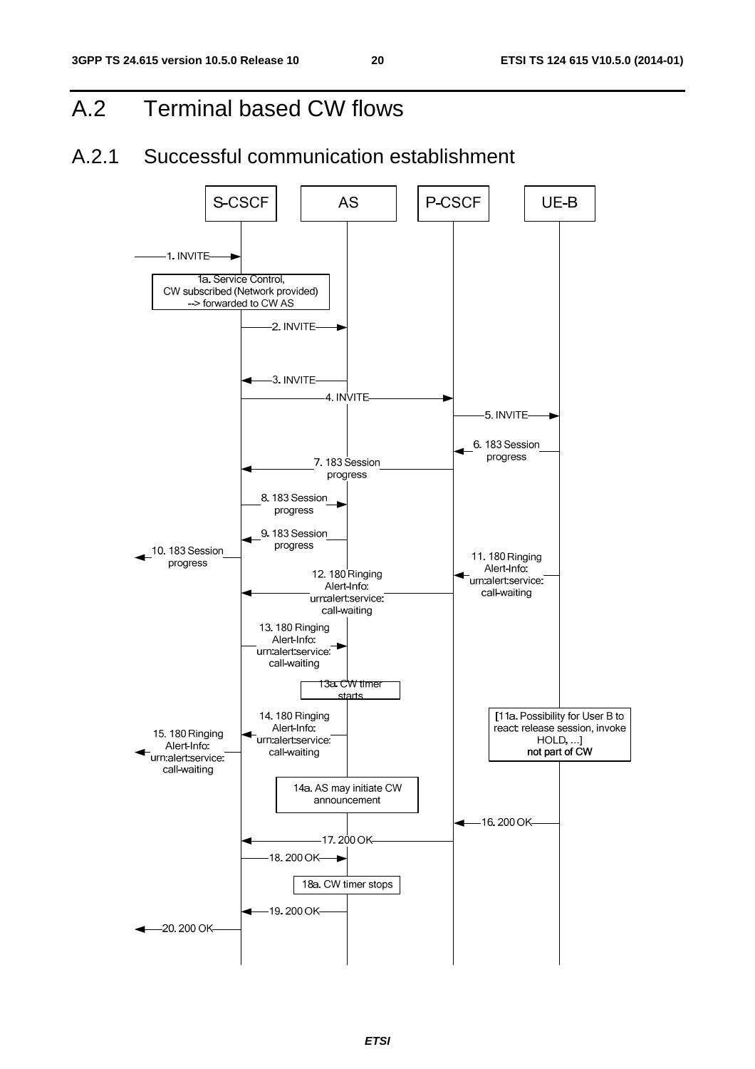# A.2 Terminal based CW flows

## A.2.1 Successful communication establishment

S-CSCF | AS | P-CSCF | UE-B

1. INVITE

1a. Service Control, CW subscribed (Network provided) --> forwarded to CW AS

2. INVITE

3. INVITE

4. INVITE

5. INVITE

6. 183 Session progress

7. 183 Session progress

8. 183 Session progress

9. 183 Session progress

10. 183 Session progress

11. 180 Ringing Alert-Info: urn:alert:service: call-waiting

12. 180 Ringing Alert-Info: urn:alert:service: call-waiting

13. 180 Ringing Alert-Info: urn:alert:service: call-waiting

13a. CW timer starts

14. 180 Ringing Alert-Info: urn:alert:service: call-waiting

15. 180 Ringing Alert-Info: urn:alert:service: call-waiting

[11a. Possibility for User B to react: release session, invoke HOLD, ...] **not part of CW**

14a. AS may initiate CW announcement

16. 200 OK

17. 200 OK

18. 200 OK

18a. CW timer stops

19. 200 OK

20. 200 OK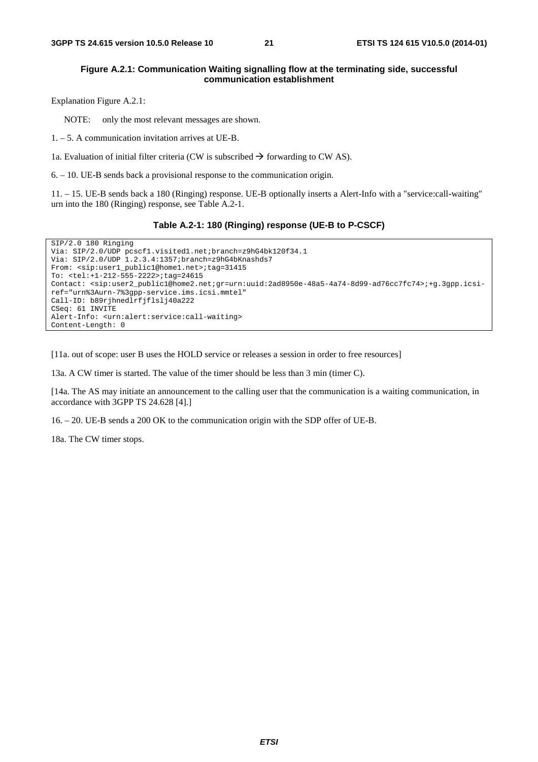**Figure A.2.1: Communication Waiting signalling flow at the terminating side, successful communication establishment**

Explanation Figure A.2.1:

NOTE: only the most relevant messages are shown.

1. – 5. A communication invitation arrives at UE-B.

1a. Evaluation of initial filter criteria (CW is subscribed → forwarding to CW AS).

6. – 10. UE-B sends back a provisional response to the communication origin.

11. – 15. UE-B sends back a 180 (Ringing) response. UE-B optionally inserts a Alert-Info with a "service:call-waiting" urn into the 180 (Ringing) response, see Table A.2-1.

**Table A.2-1: 180 (Ringing) response (UE-B to P-CSCF)**

```
SIP/2.0 180 Ringing
Via: SIP/2.0/UDP pcscf1.visited1.net;branch=z9hG4bk120f34.1
Via: SIP/2.0/UDP 1.2.3.4:1357;branch=z9hG4bKnashds7
From: <sip:user1_public1@home1.net>;tag=31415
To: <tel:+1-212-555-2222>;tag=24615
Contact: <sip:user2_public1@home2.net;gr=urn:uuid:2ad8950e-48a5-4a74-8d99-ad76cc7fc74>;+g.3gpp.icsi-
ref="urn%3Aurn-7%3gpp-service.ims.icsi.mmtel"
Call-ID: b89rjhnedlrfjflslj40a222
CSeq: 61 INVITE
Alert-Info: <urn:alert:service:call-waiting>
Content-Length: 0
```

[11a. out of scope: user B uses the HOLD service or releases a session in order to free resources]

13a. A CW timer is started. The value of the timer should be less than 3 min (timer C).

[14a. The AS may initiate an announcement to the calling user that the communication is a waiting communication, in accordance with 3GPP TS 24.628 [4].]

16. – 20. UE-B sends a 200 OK to the communication origin with the SDP offer of UE-B.

18a. The CW timer stops.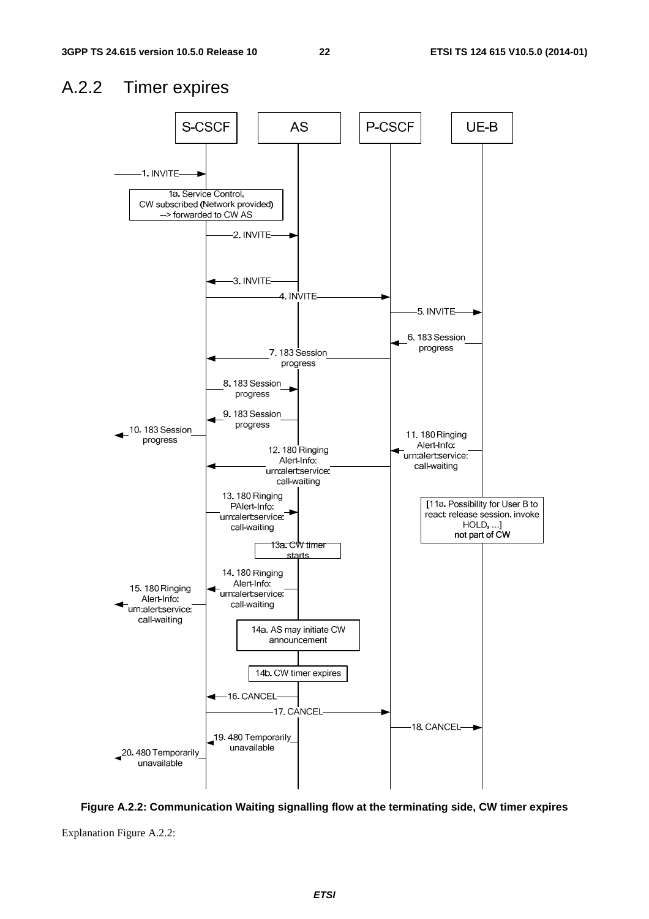## A.2.2 Timer expires

**Figure A.2.2: Communication Waiting signalling flow at the terminating side, CW timer expires**

Explanation Figure A.2.2: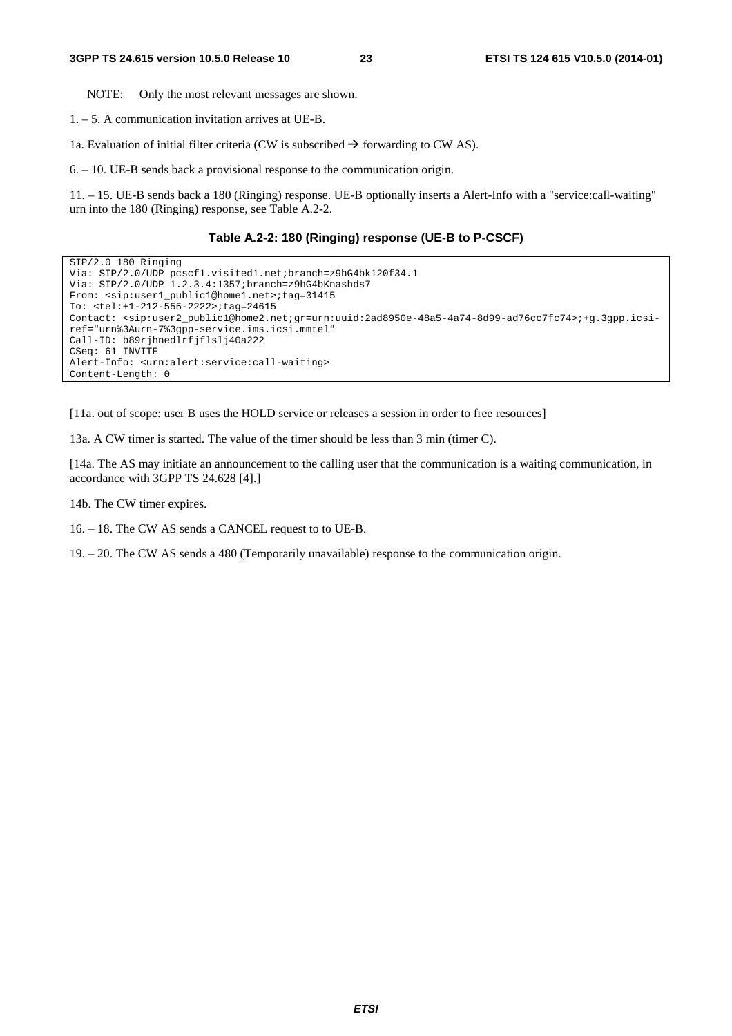NOTE: Only the most relevant messages are shown.

1. – 5. A communication invitation arrives at UE-B.

1a. Evaluation of initial filter criteria (CW is subscribed → forwarding to CW AS).

6. – 10. UE-B sends back a provisional response to the communication origin.

11. – 15. UE-B sends back a 180 (Ringing) response. UE-B optionally inserts a Alert-Info with a "service:call-waiting" urn into the 180 (Ringing) response, see Table A.2-2.

**Table A.2-2: 180 (Ringing) response (UE-B to P-CSCF)**

```
SIP/2.0 180 Ringing
Via: SIP/2.0/UDP pcscf1.visited1.net;branch=z9hG4bk120f34.1
Via: SIP/2.0/UDP 1.2.3.4:1357;branch=z9hG4bKnashds7
From: <sip:user1_public1@home1.net>;tag=31415
To: <tel:+1-212-555-2222>;tag=24615
Contact: <sip:user2_public1@home2.net;gr=urn:uuid:2ad8950e-48a5-4a74-8d99-ad76cc7fc74>;+g.3gpp.icsi-
ref="urn%3Aurn-7%3gpp-service.ims.icsi.mmtel"
Call-ID: b89rjhnedlrfjflslj40a222
CSeq: 61 INVITE
Alert-Info: <urn:alert:service:call-waiting>
Content-Length: 0
```

[11a. out of scope: user B uses the HOLD service or releases a session in order to free resources]

13a. A CW timer is started. The value of the timer should be less than 3 min (timer C).

[14a. The AS may initiate an announcement to the calling user that the communication is a waiting communication, in accordance with 3GPP TS 24.628 [4].]

14b. The CW timer expires.

16. – 18. The CW AS sends a CANCEL request to to UE-B.

19. – 20. The CW AS sends a 480 (Temporarily unavailable) response to the communication origin.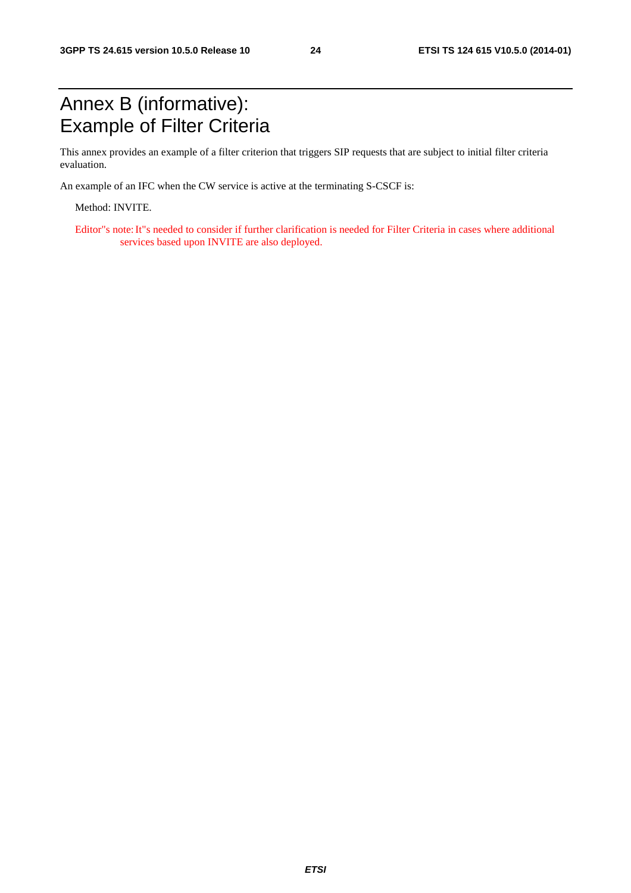# Annex B (informative): Example of Filter Criteria

This annex provides an example of a filter criterion that triggers SIP requests that are subject to initial filter criteria evaluation.

An example of an IFC when the CW service is active at the terminating S-CSCF is:

Method: INVITE.

Editor"s note: It"s needed to consider if further clarification is needed for Filter Criteria in cases where additional services based upon INVITE are also deployed.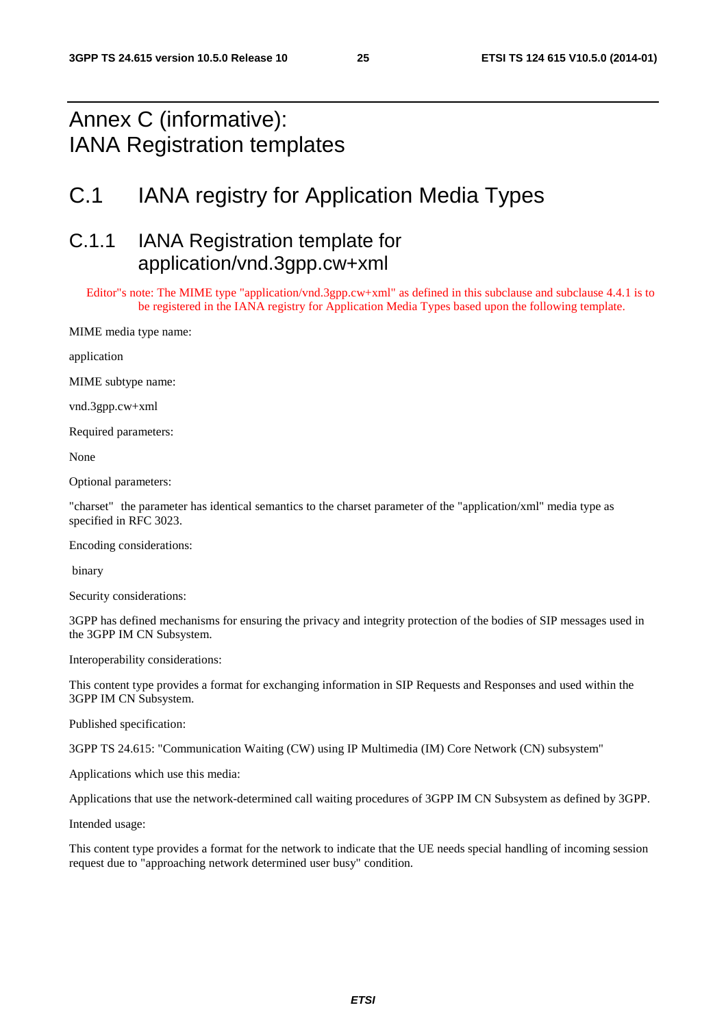# Annex C (informative): IANA Registration templates

# C.1 IANA registry for Application Media Types

## C.1.1 IANA Registration template for application/vnd.3gpp.cw+xml

Editor"s note: The MIME type "application/vnd.3gpp.cw+xml" as defined in this subclause and subclause 4.4.1 is to be registered in the IANA registry for Application Media Types based upon the following template.

MIME media type name:

application

MIME subtype name:

vnd.3gpp.cw+xml

Required parameters:

None

Optional parameters:

"charset" the parameter has identical semantics to the charset parameter of the "application/xml" media type as specified in RFC 3023.

Encoding considerations:

binary

Security considerations:

3GPP has defined mechanisms for ensuring the privacy and integrity protection of the bodies of SIP messages used in the 3GPP IM CN Subsystem.

Interoperability considerations:

This content type provides a format for exchanging information in SIP Requests and Responses and used within the 3GPP IM CN Subsystem.

Published specification:

3GPP TS 24.615: "Communication Waiting (CW) using IP Multimedia (IM) Core Network (CN) subsystem"

Applications which use this media:

Applications that use the network-determined call waiting procedures of 3GPP IM CN Subsystem as defined by 3GPP.

Intended usage:

This content type provides a format for the network to indicate that the UE needs special handling of incoming session request due to "approaching network determined user busy" condition.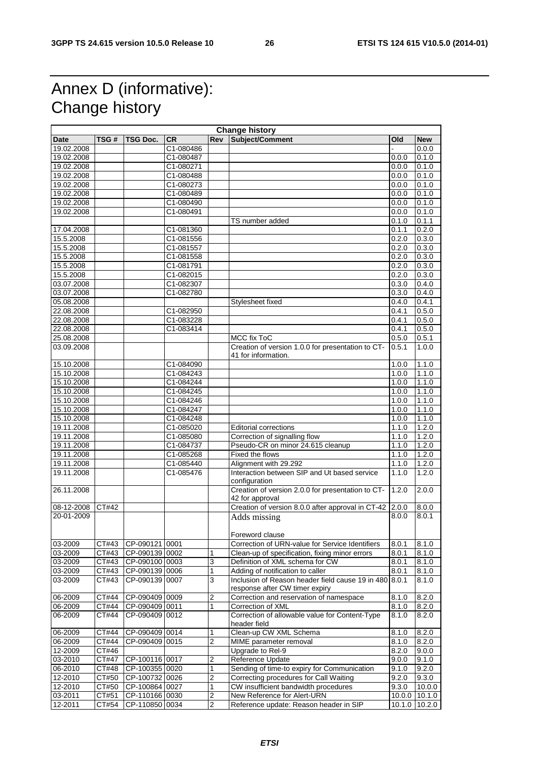# Annex D (informative): Change history

| Change history | | | | | | | |
|---|---|---|---|---|---|---|---|
| **Date** | **TSG #** | **TSG Doc.** | **CR** | **Rev** | **Subject/Comment** | **Old** | **New** |
| 19.02.2008 | | | C1-080486 | | | - | 0.0.0 |
| 19.02.2008 | | | C1-080487 | | | 0.0.0 | 0.1.0 |
| 19.02.2008 | | | C1-080271 | | | 0.0.0 | 0.1.0 |
| 19.02.2008 | | | C1-080488 | | | 0.0.0 | 0.1.0 |
| 19.02.2008 | | | C1-080273 | | | 0.0.0 | 0.1.0 |
| 19.02.2008 | | | C1-080489 | | | 0.0.0 | 0.1.0 |
| 19.02.2008 | | | C1-080490 | | | 0.0.0 | 0.1.0 |
| 19.02.2008 | | | C1-080491 | | | 0.0.0 | 0.1.0 |
| | | | | | TS number added | 0.1.0 | 0.1.1 |
| 17.04.2008 | | | C1-081360 | | | 0.1.1 | 0.2.0 |
| 15.5.2008 | | | C1-081556 | | | 0.2.0 | 0.3.0 |
| 15.5.2008 | | | C1-081557 | | | 0.2.0 | 0.3.0 |
| 15.5.2008 | | | C1-081558 | | | 0.2.0 | 0.3.0 |
| 15.5.2008 | | | C1-081791 | | | 0.2.0 | 0.3.0 |
| 15.5.2008 | | | C1-082015 | | | 0.2.0 | 0.3.0 |
| 03.07.2008 | | | C1-082307 | | | 0.3.0 | 0.4.0 |
| 03.07.2008 | | | C1-082780 | | | 0.3.0 | 0.4.0 |
| 05.08.2008 | | | | | Stylesheet fixed | 0.4.0 | 0.4.1 |
| 22.08.2008 | | | C1-082950 | | | 0.4.1 | 0.5.0 |
| 22.08.2008 | | | C1-083228 | | | 0.4.1 | 0.5.0 |
| 22.08.2008 | | | C1-083414 | | | 0.4.1 | 0.5.0 |
| 25.08.2008 | | | | | MCC fix ToC | 0.5.0 | 0.5.1 |
| 03.09.2008 | | | | | Creation of version 1.0.0 for presentation to CT-41 for information. | 0.5.1 | 1.0.0 |
| 15.10.2008 | | | C1-084090 | | | 1.0.0 | 1.1.0 |
| 15.10.2008 | | | C1-084243 | | | 1.0.0 | 1.1.0 |
| 15.10.2008 | | | C1-084244 | | | 1.0.0 | 1.1.0 |
| 15.10.2008 | | | C1-084245 | | | 1.0.0 | 1.1.0 |
| 15.10.2008 | | | C1-084246 | | | 1.0.0 | 1.1.0 |
| 15.10.2008 | | | C1-084247 | | | 1.0.0 | 1.1.0 |
| 15.10.2008 | | | C1-084248 | | | 1.0.0 | 1.1.0 |
| 19.11.2008 | | | C1-085020 | | Editorial corrections | 1.1.0 | 1.2.0 |
| 19.11.2008 | | | C1-085080 | | Correction of signalling flow | 1.1.0 | 1.2.0 |
| 19.11.2008 | | | C1-084737 | | Pseudo-CR on minor 24.615 cleanup | 1.1.0 | 1.2.0 |
| 19.11.2008 | | | C1-085268 | | Fixed the flows | 1.1.0 | 1.2.0 |
| 19.11.2008 | | | C1-085440 | | Alignment with 29.292 | 1.1.0 | 1.2.0 |
| 19.11.2008 | | | C1-085476 | | Interaction between SIP and Ut based service configuration | 1.1.0 | 1.2.0 |
| 26.11.2008 | | | | | Creation of version 2.0.0 for presentation to CT-42 for approval | 1.2.0 | 2.0.0 |
| 08-12-2008 | CT#42 | | | | Creation of version 8.0.0 after approval in CT-42 | 2.0.0 | 8.0.0 |
| 20-01-2009 | | | | | Adds missing Foreword clause | 8.0.0 | 8.0.1 |
| 03-2009 | CT#43 | CP-090121 | 0001 | | Correction of URN-value for Service Identifiers | 8.0.1 | 8.1.0 |
| 03-2009 | CT#43 | CP-090139 | 0002 | 1 | Clean-up of specification, fixing minor errors | 8.0.1 | 8.1.0 |
| 03-2009 | CT#43 | CP-090100 | 0003 | 3 | Definition of XML schema for CW | 8.0.1 | 8.1.0 |
| 03-2009 | CT#43 | CP-090139 | 0006 | 1 | Adding of notification to caller | 8.0.1 | 8.1.0 |
| 03-2009 | CT#43 | CP-090139 | 0007 | 3 | Inclusion of Reason header field cause 19 in 480 response after CW timer expiry | 8.0.1 | 8.1.0 |
| 06-2009 | CT#44 | CP-090409 | 0009 | 2 | Correction and reservation of namespace | 8.1.0 | 8.2.0 |
| 06-2009 | CT#44 | CP-090409 | 0011 | 1 | Correction of XML | 8.1.0 | 8.2.0 |
| 06-2009 | CT#44 | CP-090409 | 0012 | | Correction of allowable value for Content-Type header field | 8.1.0 | 8.2.0 |
| 06-2009 | CT#44 | CP-090409 | 0014 | 1 | Clean-up CW XML Schema | 8.1.0 | 8.2.0 |
| 06-2009 | CT#44 | CP-090409 | 0015 | 2 | MIME parameter removal | 8.1.0 | 8.2.0 |
| 12-2009 | CT#46 | | | | Upgrade to Rel-9 | 8.2.0 | 9.0.0 |
| 03-2010 | CT#47 | CP-100116 | 0017 | 2 | Reference Update | 9.0.0 | 9.1.0 |
| 06-2010 | CT#48 | CP-100355 | 0020 | 1 | Sending of time-to expiry for Communication | 9.1.0 | 9.2.0 |
| 12-2010 | CT#50 | CP-100732 | 0026 | 2 | Correcting procedures for Call Waiting | 9.2.0 | 9.3.0 |
| 12-2010 | CT#50 | CP-100864 | 0027 | 1 | CW insufficient bandwidth procedures | 9.3.0 | 10.0.0 |
| 03-2011 | CT#51 | CP-110166 | 0030 | 2 | New Reference for Alert-URN | 10.0.0 | 10.1.0 |
| 12-2011 | CT#54 | CP-110850 | 0034 | 2 | Reference update: Reason header in SIP | 10.1.0 | 10.2.0 |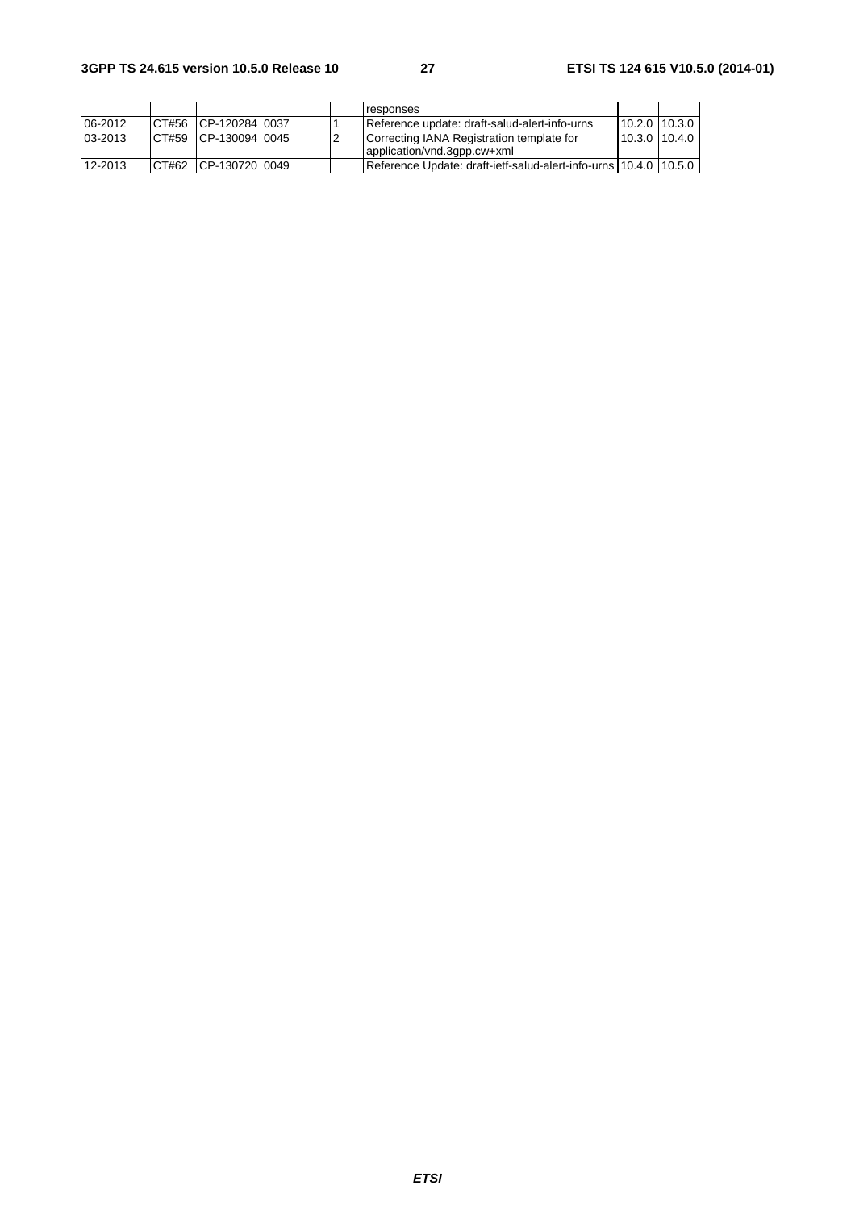| | | | | | | | |
|---|---|---|---|---|---|---|---|
| | | | | | responses | | |
| 06-2012 | CT#56 | CP-120284 | 0037 | 1 | Reference update: draft-salud-alert-info-urns | 10.2.0 | 10.3.0 |
| 03-2013 | CT#59 | CP-130094 | 0045 | 2 | Correcting IANA Registration template for application/vnd.3gpp.cw+xml | 10.3.0 | 10.4.0 |
| 12-2013 | CT#62 | CP-130720 | 0049 | | Reference Update: draft-ietf-salud-alert-info-urns | 10.4.0 | 10.5.0 |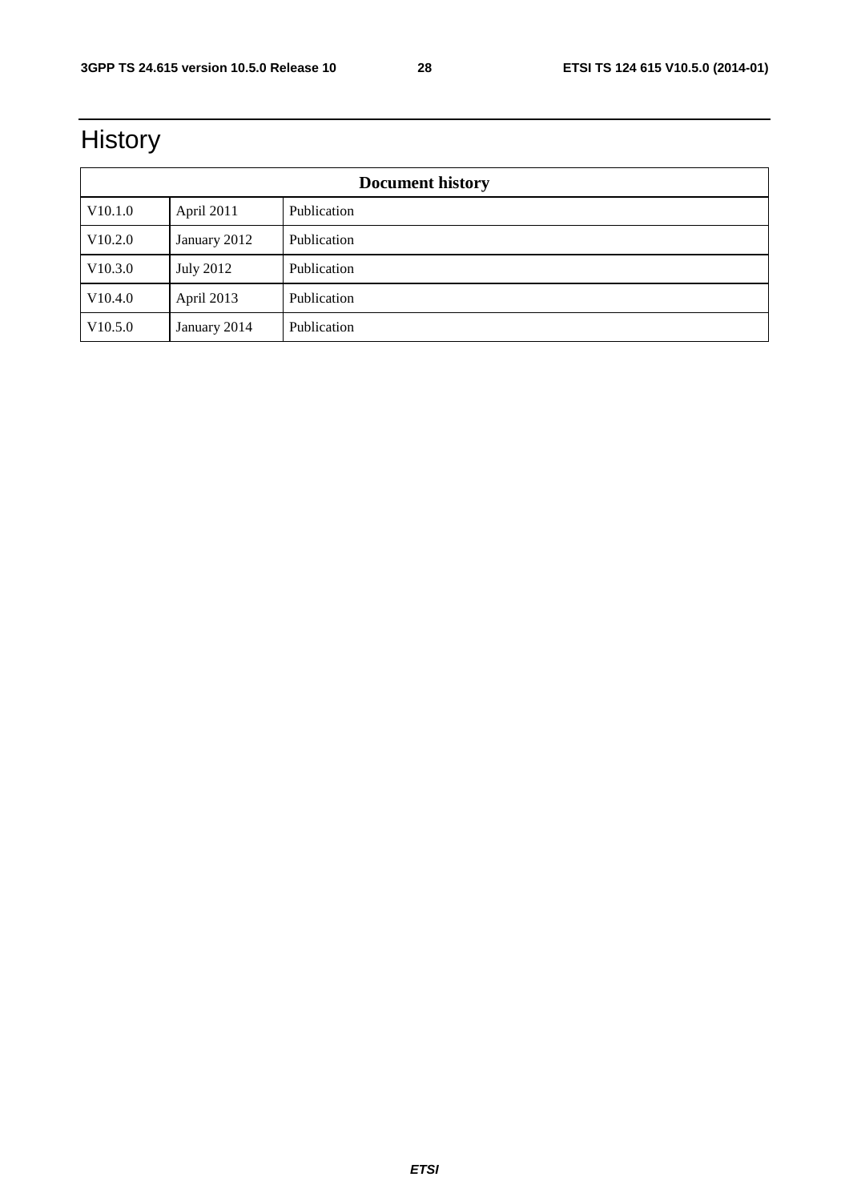# History

| Document history | | |
|---|---|---|
| V10.1.0 | April 2011 | Publication |
| V10.2.0 | January 2012 | Publication |
| V10.3.0 | July 2012 | Publication |
| V10.4.0 | April 2013 | Publication |
| V10.5.0 | January 2014 | Publication |